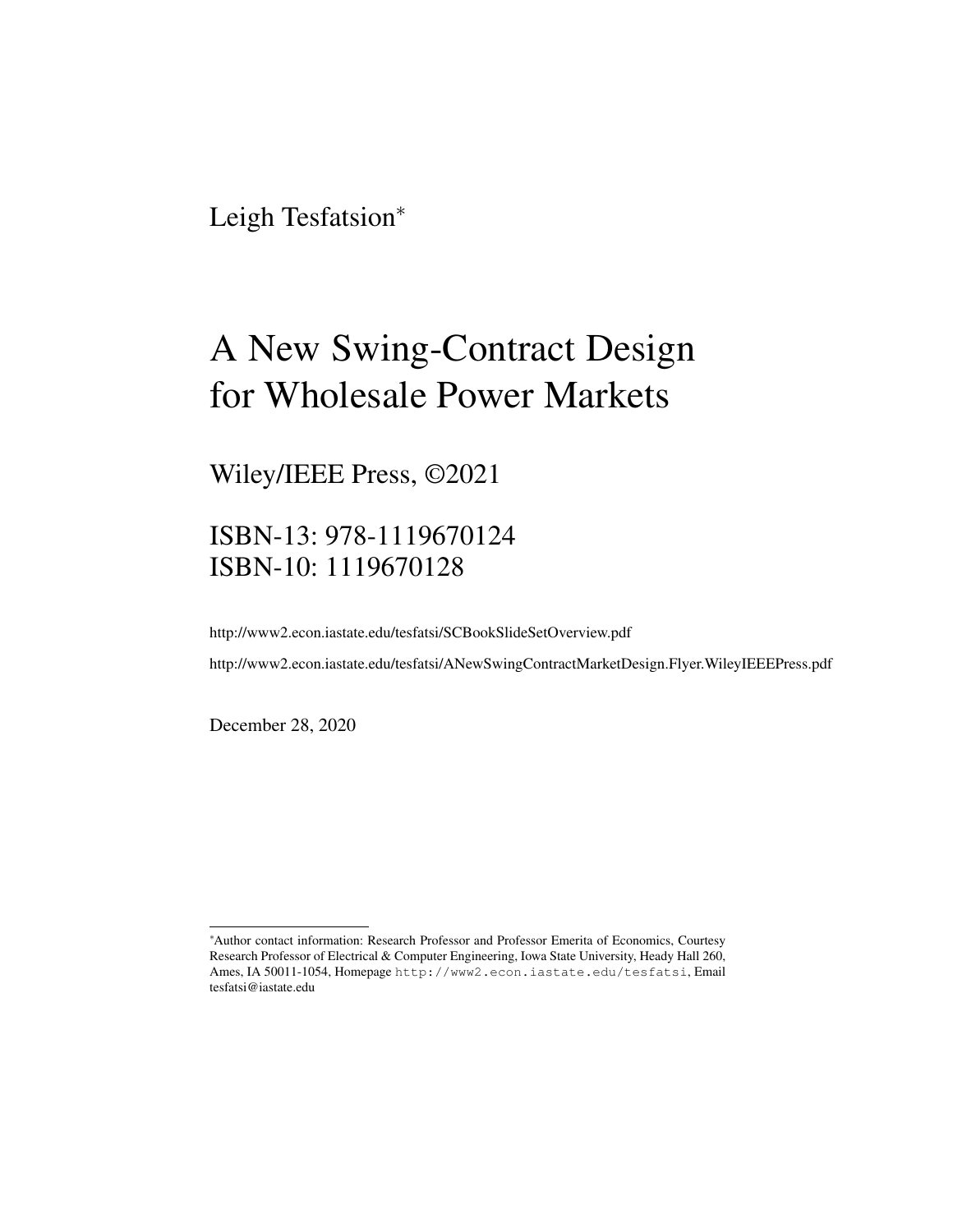Leigh Tesfatsion*

# A New Swing-Contract Design for Wholesale Power Markets

## Wiley/IEEE Press, ©2021

## ISBN-13: 978-1119670124
## ISBN-10: 1119670128

http://www2.econ.iastate.edu/tesfatsi/SCBookSlideSetOverview.pdf

http://www2.econ.iastate.edu/tesfatsi/ANewSwingContractMarketDesign.Flyer.WileyIEEEPress.pdf

December 28, 2020

---

*Author contact information: Research Professor and Professor Emerita of Economics, Courtesy Research Professor of Electrical & Computer Engineering, Iowa State University, Heady Hall 260, Ames, IA 50011-1054, Homepage `http://www2.econ.iastate.edu/tesfatsi`, Email tesfatsi@iastate.edu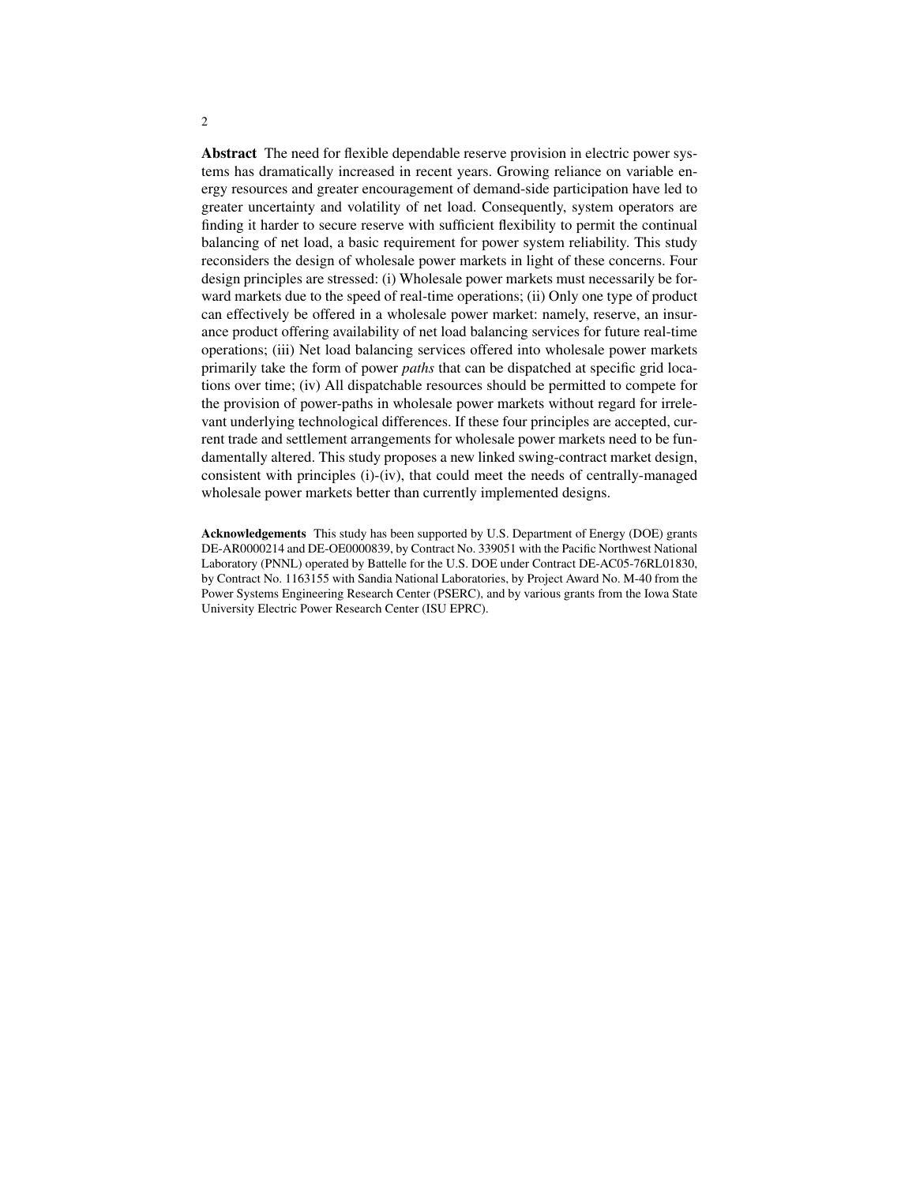**Abstract** The need for flexible dependable reserve provision in electric power systems has dramatically increased in recent years. Growing reliance on variable energy resources and greater encouragement of demand-side participation have led to greater uncertainty and volatility of net load. Consequently, system operators are finding it harder to secure reserve with sufficient flexibility to permit the continual balancing of net load, a basic requirement for power system reliability. This study reconsiders the design of wholesale power markets in light of these concerns. Four design principles are stressed: (i) Wholesale power markets must necessarily be forward markets due to the speed of real-time operations; (ii) Only one type of product can effectively be offered in a wholesale power market: namely, reserve, an insurance product offering availability of net load balancing services for future real-time operations; (iii) Net load balancing services offered into wholesale power markets primarily take the form of power *paths* that can be dispatched at specific grid locations over time; (iv) All dispatchable resources should be permitted to compete for the provision of power-paths in wholesale power markets without regard for irrelevant underlying technological differences. If these four principles are accepted, current trade and settlement arrangements for wholesale power markets need to be fundamentally altered. This study proposes a new linked swing-contract market design, consistent with principles (i)-(iv), that could meet the needs of centrally-managed wholesale power markets better than currently implemented designs.

**Acknowledgements** This study has been supported by U.S. Department of Energy (DOE) grants DE-AR0000214 and DE-OE0000839, by Contract No. 339051 with the Pacific Northwest National Laboratory (PNNL) operated by Battelle for the U.S. DOE under Contract DE-AC05-76RL01830, by Contract No. 1163155 with Sandia National Laboratories, by Project Award No. M-40 from the Power Systems Engineering Research Center (PSERC), and by various grants from the Iowa State University Electric Power Research Center (ISU EPRC).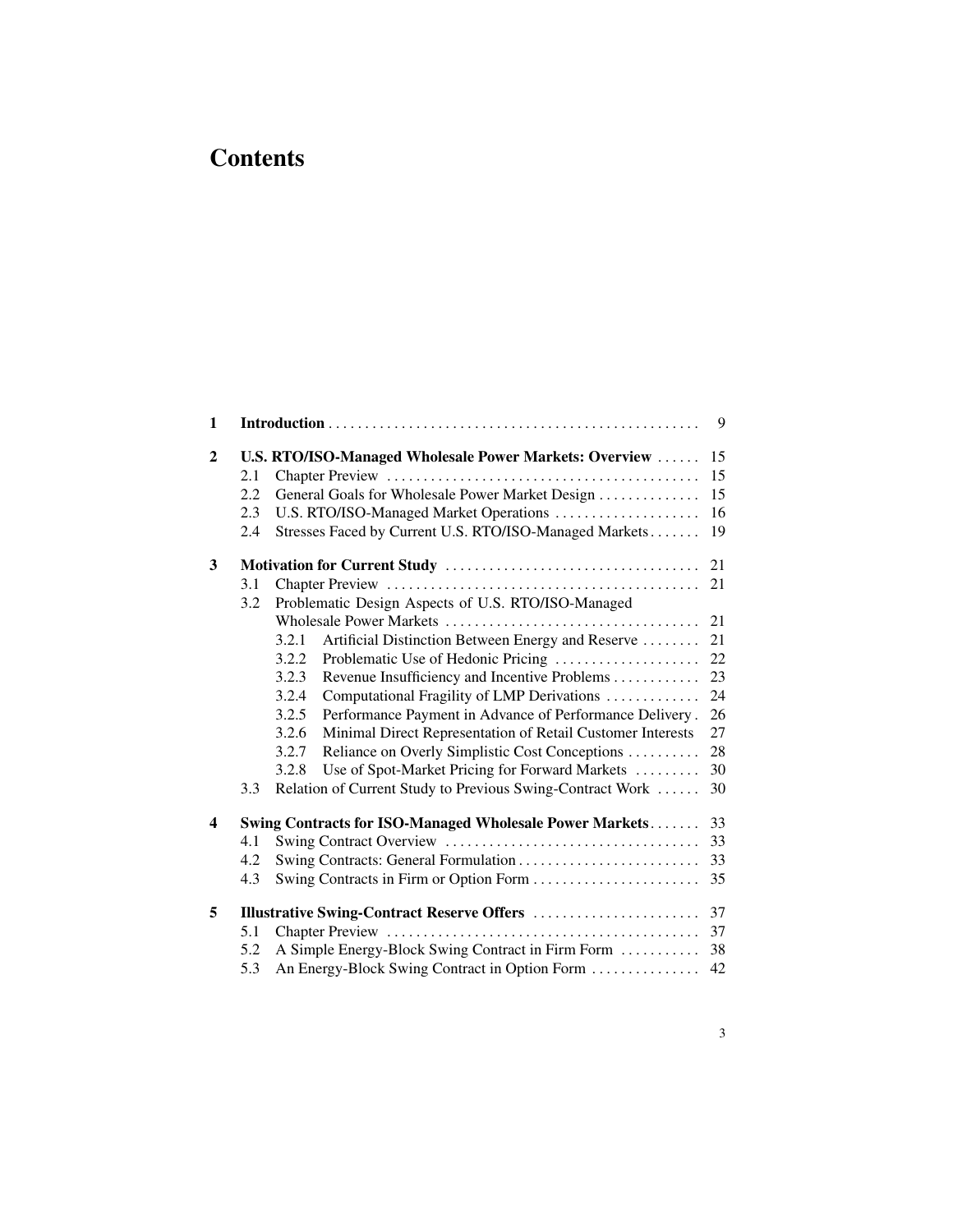# Contents

**1 Introduction** ..... 9

**2 U.S. RTO/ISO-Managed Wholesale Power Markets: Overview** ..... 15
- 2.1 Chapter Preview ..... 15
- 2.2 General Goals for Wholesale Power Market Design ..... 15
- 2.3 U.S. RTO/ISO-Managed Market Operations ..... 16
- 2.4 Stresses Faced by Current U.S. RTO/ISO-Managed Markets ..... 19

**3 Motivation for Current Study** ..... 21
- 3.1 Chapter Preview ..... 21
- 3.2 Problematic Design Aspects of U.S. RTO/ISO-Managed Wholesale Power Markets ..... 21
  - 3.2.1 Artificial Distinction Between Energy and Reserve ..... 21
  - 3.2.2 Problematic Use of Hedonic Pricing ..... 22
  - 3.2.3 Revenue Insufficiency and Incentive Problems ..... 23
  - 3.2.4 Computational Fragility of LMP Derivations ..... 24
  - 3.2.5 Performance Payment in Advance of Performance Delivery ..... 26
  - 3.2.6 Minimal Direct Representation of Retail Customer Interests ..... 27
  - 3.2.7 Reliance on Overly Simplistic Cost Conceptions ..... 28
  - 3.2.8 Use of Spot-Market Pricing for Forward Markets ..... 30
- 3.3 Relation of Current Study to Previous Swing-Contract Work ..... 30

**4 Swing Contracts for ISO-Managed Wholesale Power Markets** ..... 33
- 4.1 Swing Contract Overview ..... 33
- 4.2 Swing Contracts: General Formulation ..... 33
- 4.3 Swing Contracts in Firm or Option Form ..... 35

**5 Illustrative Swing-Contract Reserve Offers** ..... 37
- 5.1 Chapter Preview ..... 37
- 5.2 A Simple Energy-Block Swing Contract in Firm Form ..... 38
- 5.3 An Energy-Block Swing Contract in Option Form ..... 42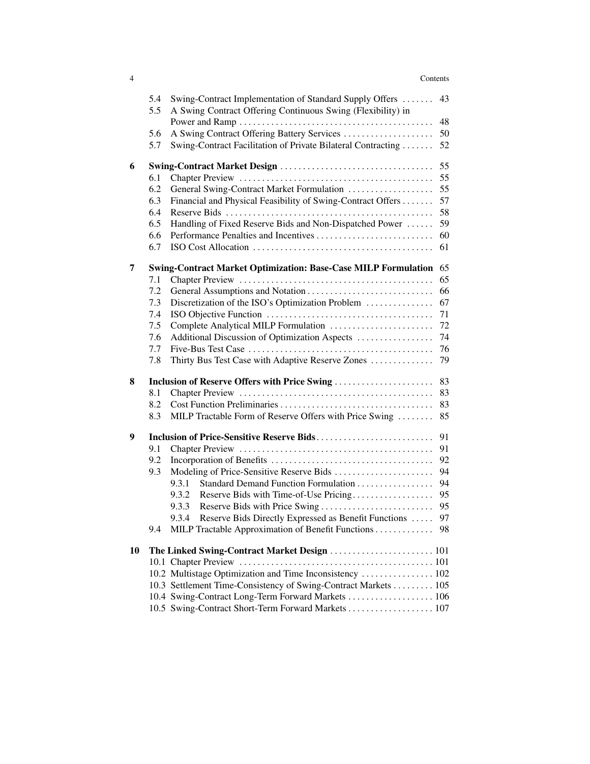| | | |
|---|---|---|
| 5.4 | Swing-Contract Implementation of Standard Supply Offers | 43 |
| 5.5 | A Swing Contract Offering Continuous Swing (Flexibility) in Power and Ramp | 48 |
| 5.6 | A Swing Contract Offering Battery Services | 50 |
| 5.7 | Swing-Contract Facilitation of Private Bilateral Contracting | 52 |

**6 Swing-Contract Market Design** ... 55

| | | |
|---|---|---|
| 6.1 | Chapter Preview | 55 |
| 6.2 | General Swing-Contract Market Formulation | 55 |
| 6.3 | Financial and Physical Feasibility of Swing-Contract Offers | 57 |
| 6.4 | Reserve Bids | 58 |
| 6.5 | Handling of Fixed Reserve Bids and Non-Dispatched Power | 59 |
| 6.6 | Performance Penalties and Incentives | 60 |
| 6.7 | ISO Cost Allocation | 61 |

**7 Swing-Contract Market Optimization: Base-Case MILP Formulation** ... 65

| | | |
|---|---|---|
| 7.1 | Chapter Preview | 65 |
| 7.2 | General Assumptions and Notation | 66 |
| 7.3 | Discretization of the ISO's Optimization Problem | 67 |
| 7.4 | ISO Objective Function | 71 |
| 7.5 | Complete Analytical MILP Formulation | 72 |
| 7.6 | Additional Discussion of Optimization Aspects | 74 |
| 7.7 | Five-Bus Test Case | 76 |
| 7.8 | Thirty Bus Test Case with Adaptive Reserve Zones | 79 |

**8 Inclusion of Reserve Offers with Price Swing** ... 83

| | | |
|---|---|---|
| 8.1 | Chapter Preview | 83 |
| 8.2 | Cost Function Preliminaries | 83 |
| 8.3 | MILP Tractable Form of Reserve Offers with Price Swing | 85 |

**9 Inclusion of Price-Sensitive Reserve Bids** ... 91

| | | |
|---|---|---|
| 9.1 | Chapter Preview | 91 |
| 9.2 | Incorporation of Benefits | 92 |
| 9.3 | Modeling of Price-Sensitive Reserve Bids | 94 |
| 9.3.1 | Standard Demand Function Formulation | 94 |
| 9.3.2 | Reserve Bids with Time-of-Use Pricing | 95 |
| 9.3.3 | Reserve Bids with Price Swing | 95 |
| 9.3.4 | Reserve Bids Directly Expressed as Benefit Functions | 97 |
| 9.4 | MILP Tractable Approximation of Benefit Functions | 98 |

**10 The Linked Swing-Contract Market Design** ... 101

| | | |
|---|---|---|
| 10.1 | Chapter Preview | 101 |
| 10.2 | Multistage Optimization and Time Inconsistency | 102 |
| 10.3 | Settlement Time-Consistency of Swing-Contract Markets | 105 |
| 10.4 | Swing-Contract Long-Term Forward Markets | 106 |
| 10.5 | Swing-Contract Short-Term Forward Markets | 107 |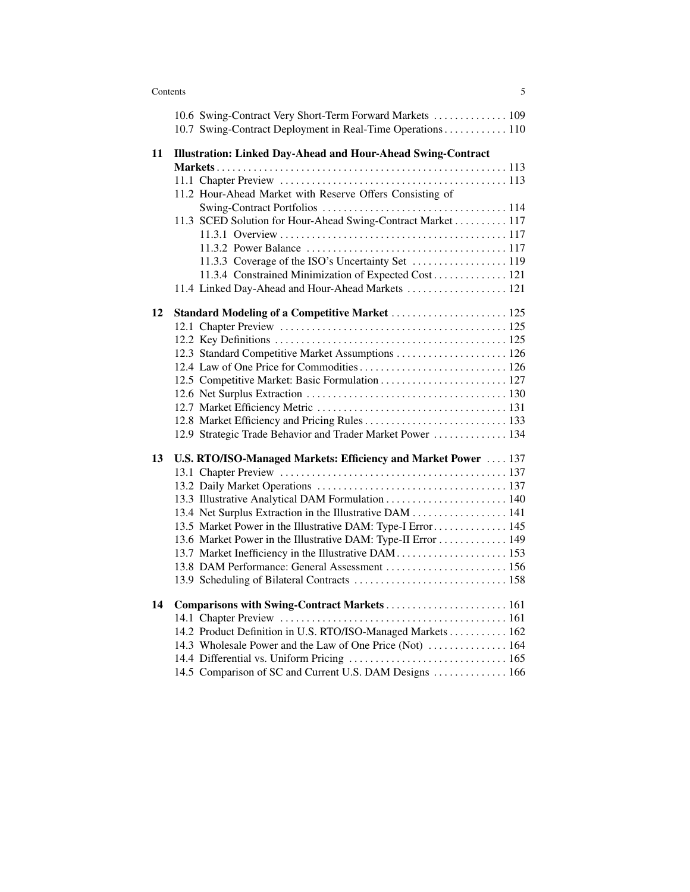10.6 Swing-Contract Very Short-Term Forward Markets .............. 109
10.7 Swing-Contract Deployment in Real-Time Operations ............ 110

**11 Illustration: Linked Day-Ahead and Hour-Ahead Swing-Contract Markets** ........................................................ 113
11.1 Chapter Preview ........................................... 113
11.2 Hour-Ahead Market with Reserve Offers Consisting of Swing-Contract Portfolios .................................. 114
11.3 SCED Solution for Hour-Ahead Swing-Contract Market .......... 117
11.3.1 Overview ........................................... 117
11.3.2 Power Balance ...................................... 117
11.3.3 Coverage of the ISO's Uncertainty Set .................. 119
11.3.4 Constrained Minimization of Expected Cost .............. 121
11.4 Linked Day-Ahead and Hour-Ahead Markets ................... 121

**12 Standard Modeling of a Competitive Market** ...................... 125
12.1 Chapter Preview ........................................... 125
12.2 Key Definitions ............................................ 125
12.3 Standard Competitive Market Assumptions ..................... 126
12.4 Law of One Price for Commodities ............................ 126
12.5 Competitive Market: Basic Formulation ........................ 127
12.6 Net Surplus Extraction ...................................... 130
12.7 Market Efficiency Metric .................................... 131
12.8 Market Efficiency and Pricing Rules ........................... 133
12.9 Strategic Trade Behavior and Trader Market Power .............. 134

**13 U.S. RTO/ISO-Managed Markets: Efficiency and Market Power** .... 137
13.1 Chapter Preview ........................................... 137
13.2 Daily Market Operations .................................... 137
13.3 Illustrative Analytical DAM Formulation ....................... 140
13.4 Net Surplus Extraction in the Illustrative DAM .................. 141
13.5 Market Power in the Illustrative DAM: Type-I Error .............. 145
13.6 Market Power in the Illustrative DAM: Type-II Error ............. 149
13.7 Market Inefficiency in the Illustrative DAM ..................... 153
13.8 DAM Performance: General Assessment ....................... 156
13.9 Scheduling of Bilateral Contracts ............................. 158

**14 Comparisons with Swing-Contract Markets** ....................... 161
14.1 Chapter Preview ........................................... 161
14.2 Product Definition in U.S. RTO/ISO-Managed Markets ........... 162
14.3 Wholesale Power and the Law of One Price (Not) ............... 164
14.4 Differential vs. Uniform Pricing .............................. 165
14.5 Comparison of SC and Current U.S. DAM Designs .............. 166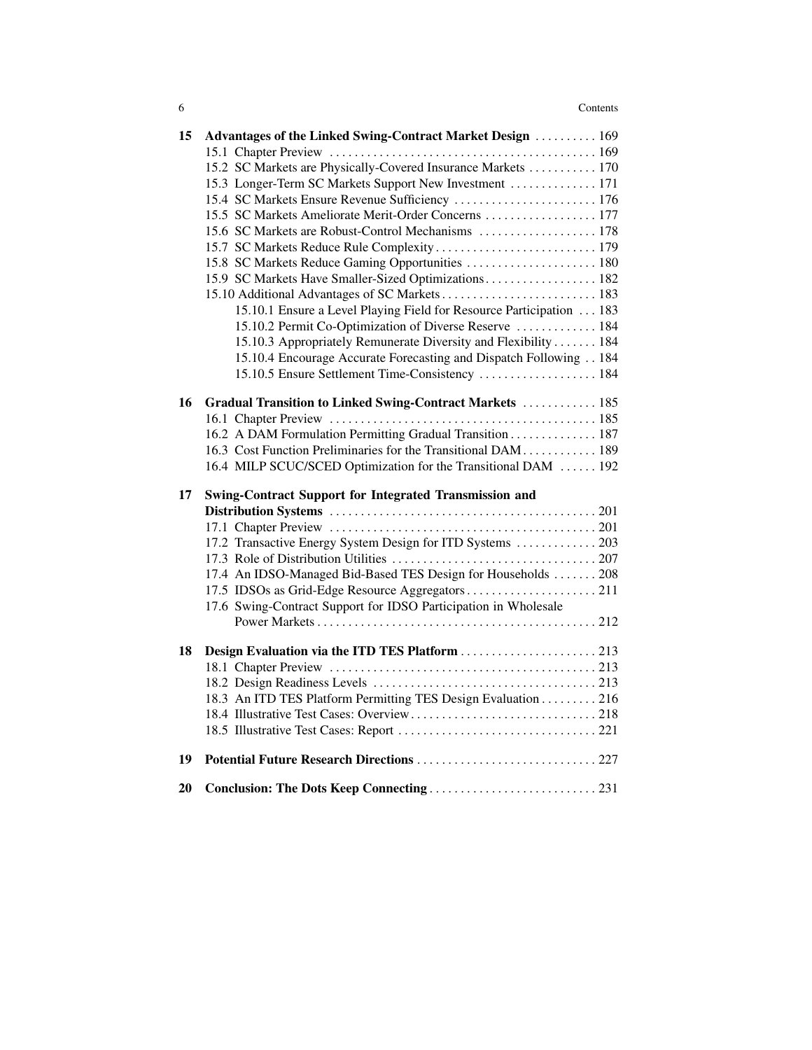**15 Advantages of the Linked Swing-Contract Market Design** .......... 169
- 15.1 Chapter Preview .......... 169
- 15.2 SC Markets are Physically-Covered Insurance Markets .......... 170
- 15.3 Longer-Term SC Markets Support New Investment .......... 171
- 15.4 SC Markets Ensure Revenue Sufficiency .......... 176
- 15.5 SC Markets Ameliorate Merit-Order Concerns .......... 177
- 15.6 SC Markets are Robust-Control Mechanisms .......... 178
- 15.7 SC Markets Reduce Rule Complexity .......... 179
- 15.8 SC Markets Reduce Gaming Opportunities .......... 180
- 15.9 SC Markets Have Smaller-Sized Optimizations .......... 182
- 15.10 Additional Advantages of SC Markets .......... 183
  - 15.10.1 Ensure a Level Playing Field for Resource Participation .......... 183
  - 15.10.2 Permit Co-Optimization of Diverse Reserve .......... 184
  - 15.10.3 Appropriately Remunerate Diversity and Flexibility .......... 184
  - 15.10.4 Encourage Accurate Forecasting and Dispatch Following .......... 184
  - 15.10.5 Ensure Settlement Time-Consistency .......... 184

**16 Gradual Transition to Linked Swing-Contract Markets** .......... 185
- 16.1 Chapter Preview .......... 185
- 16.2 A DAM Formulation Permitting Gradual Transition .......... 187
- 16.3 Cost Function Preliminaries for the Transitional DAM .......... 189
- 16.4 MILP SCUC/SCED Optimization for the Transitional DAM .......... 192

**17 Swing-Contract Support for Integrated Transmission and Distribution Systems** .......... 201
- 17.1 Chapter Preview .......... 201
- 17.2 Transactive Energy System Design for ITD Systems .......... 203
- 17.3 Role of Distribution Utilities .......... 207
- 17.4 An IDSO-Managed Bid-Based TES Design for Households .......... 208
- 17.5 IDSOs as Grid-Edge Resource Aggregators .......... 211
- 17.6 Swing-Contract Support for IDSO Participation in Wholesale Power Markets .......... 212

**18 Design Evaluation via the ITD TES Platform** .......... 213
- 18.1 Chapter Preview .......... 213
- 18.2 Design Readiness Levels .......... 213
- 18.3 An ITD TES Platform Permitting TES Design Evaluation .......... 216
- 18.4 Illustrative Test Cases: Overview .......... 218
- 18.5 Illustrative Test Cases: Report .......... 221

**19 Potential Future Research Directions** .......... 227

**20 Conclusion: The Dots Keep Connecting** .......... 231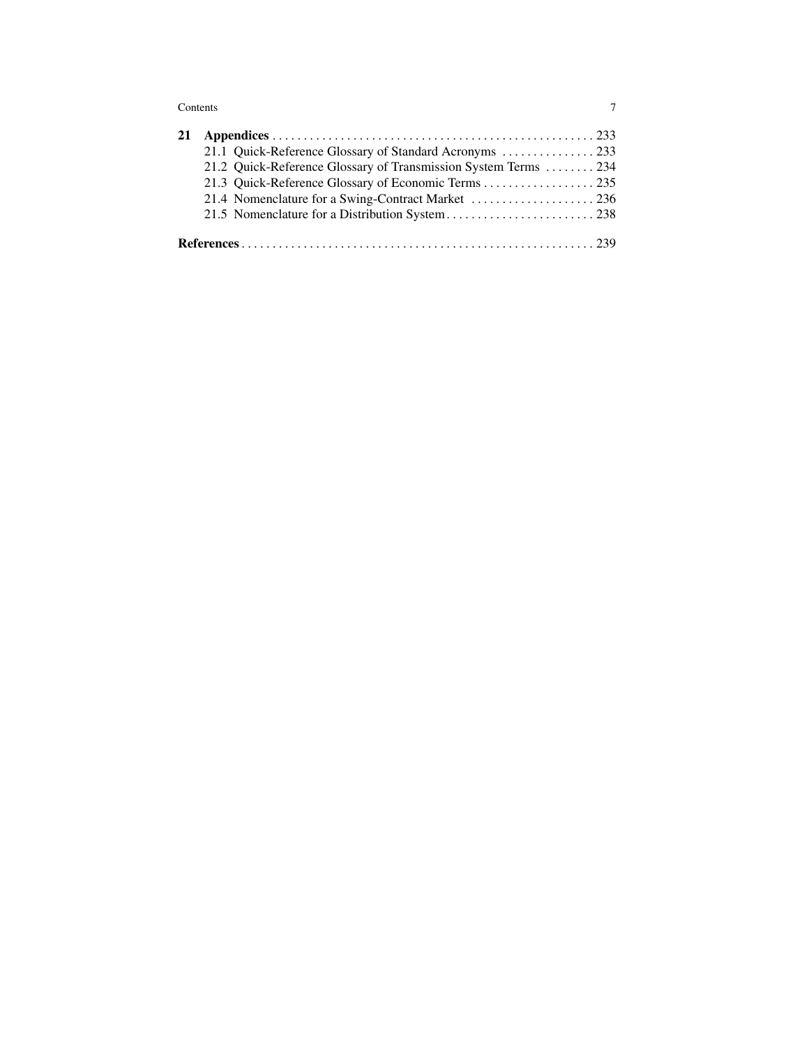**21 Appendices** . . . . . . . . . . . . . . . . . . . . . . . . . . . . . . . . . . . . . . . . . . . . . . . . . . . 233

21.1 Quick-Reference Glossary of Standard Acronyms . . . . . . . . . . . . . . . 233

21.2 Quick-Reference Glossary of Transmission System Terms . . . . . . . . 234

21.3 Quick-Reference Glossary of Economic Terms . . . . . . . . . . . . . . . . . . 235

21.4 Nomenclature for a Swing-Contract Market . . . . . . . . . . . . . . . . . . . . 236

21.5 Nomenclature for a Distribution System . . . . . . . . . . . . . . . . . . . . . . . . 238

**References** . . . . . . . . . . . . . . . . . . . . . . . . . . . . . . . . . . . . . . . . . . . . . . . . . . . . . . . 239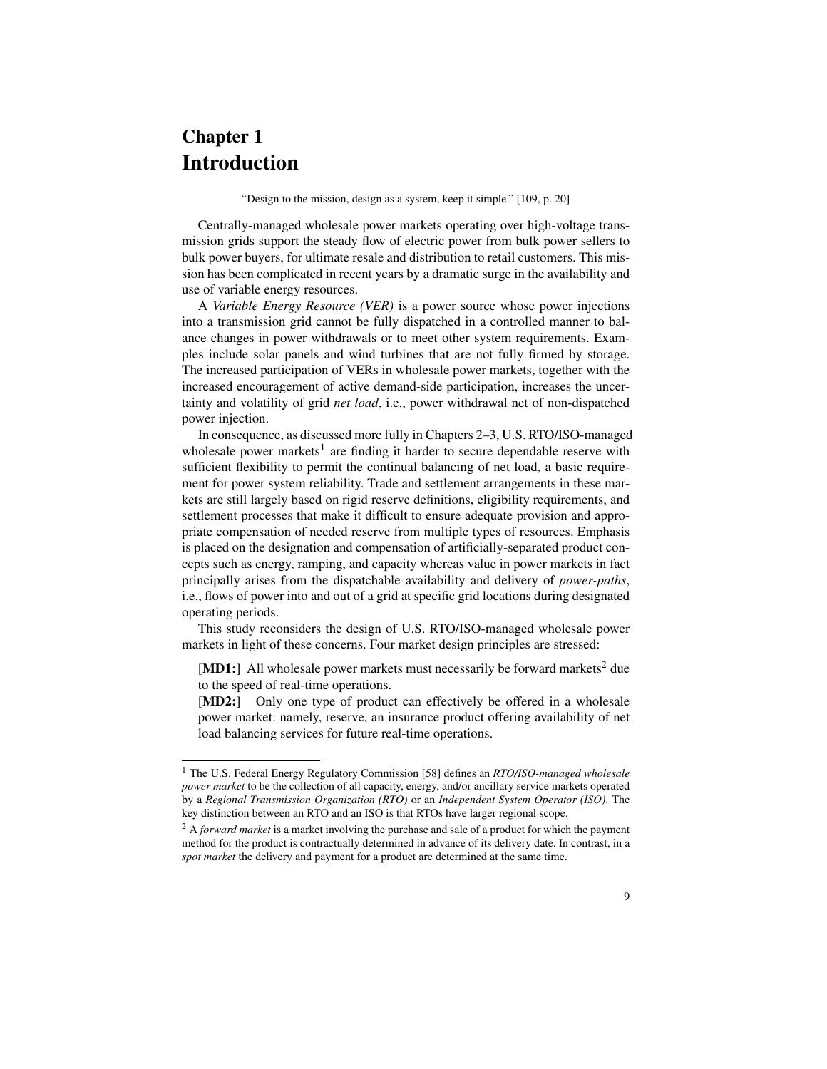# Chapter 1
# Introduction

"Design to the mission, design as a system, keep it simple." [109, p. 20]

Centrally-managed wholesale power markets operating over high-voltage transmission grids support the steady flow of electric power from bulk power sellers to bulk power buyers, for ultimate resale and distribution to retail customers. This mission has been complicated in recent years by a dramatic surge in the availability and use of variable energy resources.

A *Variable Energy Resource (VER)* is a power source whose power injections into a transmission grid cannot be fully dispatched in a controlled manner to balance changes in power withdrawals or to meet other system requirements. Examples include solar panels and wind turbines that are not fully firmed by storage. The increased participation of VERs in wholesale power markets, together with the increased encouragement of active demand-side participation, increases the uncertainty and volatility of grid *net load*, i.e., power withdrawal net of non-dispatched power injection.

In consequence, as discussed more fully in Chapters 2–3, U.S. RTO/ISO-managed wholesale power markets[1] are finding it harder to secure dependable reserve with sufficient flexibility to permit the continual balancing of net load, a basic requirement for power system reliability. Trade and settlement arrangements in these markets are still largely based on rigid reserve definitions, eligibility requirements, and settlement processes that make it difficult to ensure adequate provision and appropriate compensation of needed reserve from multiple types of resources. Emphasis is placed on the designation and compensation of artificially-separated product concepts such as energy, ramping, and capacity whereas value in power markets in fact principally arises from the dispatchable availability and delivery of *power-paths*, i.e., flows of power into and out of a grid at specific grid locations during designated operating periods.

This study reconsiders the design of U.S. RTO/ISO-managed wholesale power markets in light of these concerns. Four market design principles are stressed:

[**MD1:**] All wholesale power markets must necessarily be forward markets[2] due to the speed of real-time operations.

[**MD2:**] Only one type of product can effectively be offered in a wholesale power market: namely, reserve, an insurance product offering availability of net load balancing services for future real-time operations.

---

[1] The U.S. Federal Energy Regulatory Commission [58] defines an *RTO/ISO-managed wholesale power market* to be the collection of all capacity, energy, and/or ancillary service markets operated by a *Regional Transmission Organization (RTO)* or an *Independent System Operator (ISO)*. The key distinction between an RTO and an ISO is that RTOs have larger regional scope.

[2] A *forward market* is a market involving the purchase and sale of a product for which the payment method for the product is contractually determined in advance of its delivery date. In contrast, in a *spot market* the delivery and payment for a product are determined at the same time.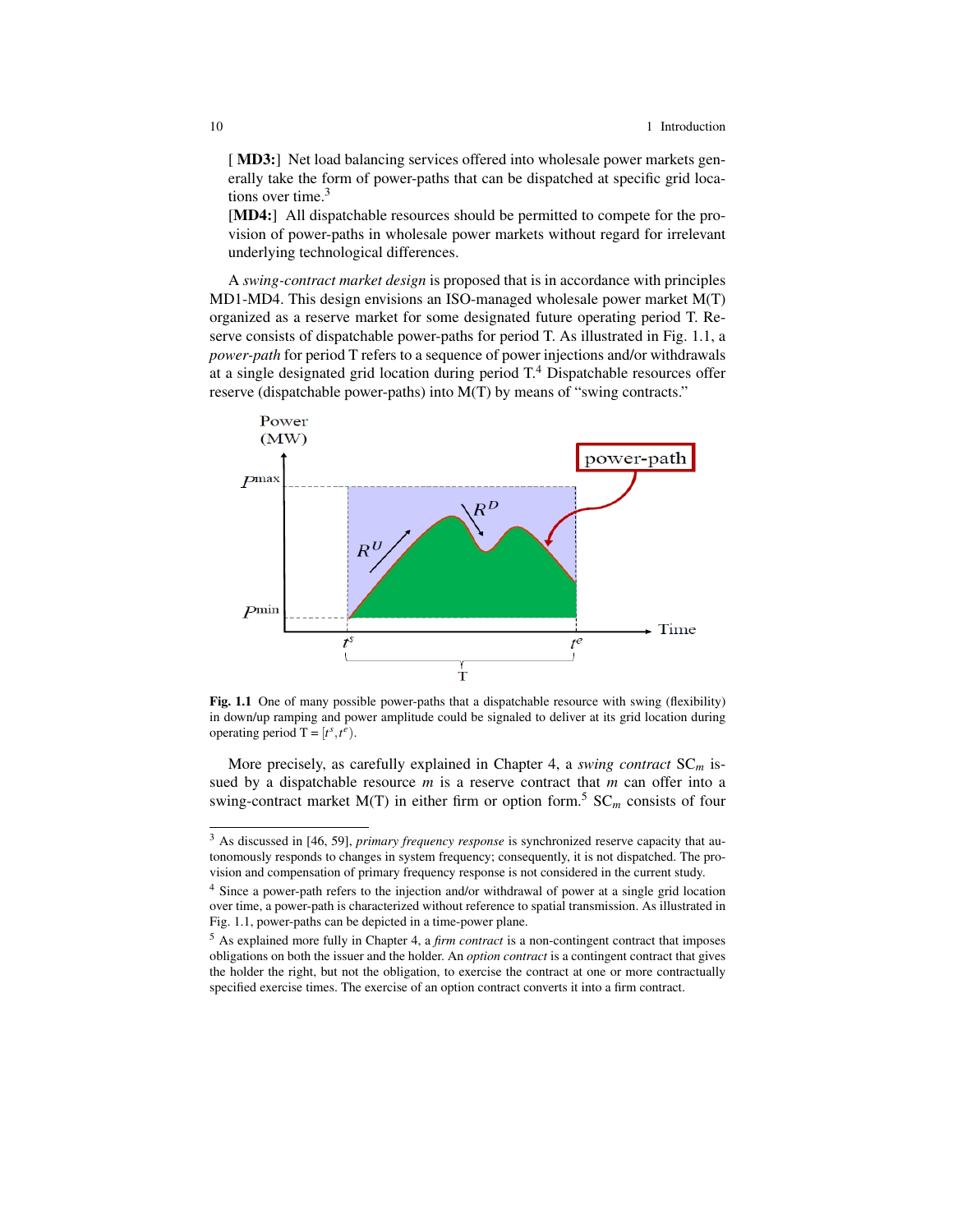[ **MD3:**] Net load balancing services offered into wholesale power markets generally take the form of power-paths that can be dispatched at specific grid locations over time.[3]

[**MD4:**] All dispatchable resources should be permitted to compete for the provision of power-paths in wholesale power markets without regard for irrelevant underlying technological differences.

A *swing-contract market design* is proposed that is in accordance with principles MD1-MD4. This design envisions an ISO-managed wholesale power market M(T) organized as a reserve market for some designated future operating period T. Reserve consists of dispatchable power-paths for period T. As illustrated in Fig. 1.1, a *power-path* for period T refers to a sequence of power injections and/or withdrawals at a single designated grid location during period T.[4] Dispatchable resources offer reserve (dispatchable power-paths) into M(T) by means of "swing contracts."

Power (MW)

$P^{max}$

$P^{min}$

power-path

$R^U$

$R^D$

$t^s$

$t^e$

T

Time

**Fig. 1.1** One of many possible power-paths that a dispatchable resource with swing (flexibility) in down/up ramping and power amplitude could be signaled to deliver at its grid location during operating period T = $[t^s, t^e)$.

More precisely, as carefully explained in Chapter 4, a *swing contract* $SC_m$ issued by a dispatchable resource $m$ is a reserve contract that $m$ can offer into a swing-contract market M(T) in either firm or option form.[5] $SC_m$ consists of four

---

[3] As discussed in [46, 59], *primary frequency response* is synchronized reserve capacity that autonomously responds to changes in system frequency; consequently, it is not dispatched. The provision and compensation of primary frequency response is not considered in the current study.

[4] Since a power-path refers to the injection and/or withdrawal of power at a single grid location over time, a power-path is characterized without reference to spatial transmission. As illustrated in Fig. 1.1, power-paths can be depicted in a time-power plane.

[5] As explained more fully in Chapter 4, a *firm contract* is a non-contingent contract that imposes obligations on both the issuer and the holder. An *option contract* is a contingent contract that gives the holder the right, but not the obligation, to exercise the contract at one or more contractually specified exercise times. The exercise of an option contract converts it into a firm contract.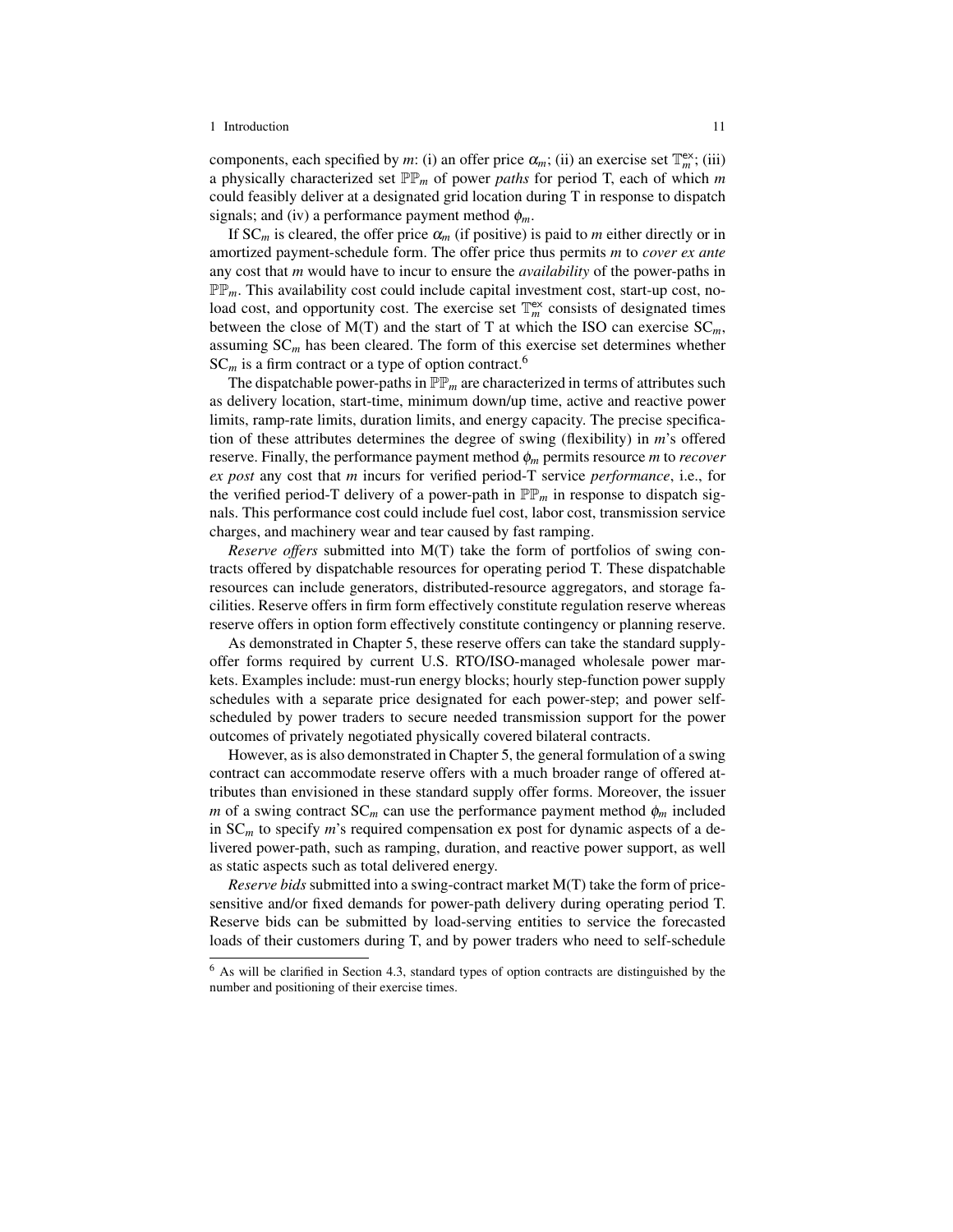components, each specified by $m$: (i) an offer price $\alpha_m$; (ii) an exercise set $\mathbb{T}_m^{\text{ex}}$; (iii) a physically characterized set $\mathbb{PP}_m$ of power *paths* for period T, each of which $m$ could feasibly deliver at a designated grid location during T in response to dispatch signals; and (iv) a performance payment method $\phi_m$.

If $\text{SC}_m$ is cleared, the offer price $\alpha_m$ (if positive) is paid to $m$ either directly or in amortized payment-schedule form. The offer price thus permits $m$ to *cover ex ante* any cost that $m$ would have to incur to ensure the *availability* of the power-paths in $\mathbb{PP}_m$. This availability cost could include capital investment cost, start-up cost, no-load cost, and opportunity cost. The exercise set $\mathbb{T}_m^{\text{ex}}$ consists of designated times between the close of M(T) and the start of T at which the ISO can exercise $\text{SC}_m$, assuming $\text{SC}_m$ has been cleared. The form of this exercise set determines whether $\text{SC}_m$ is a firm contract or a type of option contract.[6]

The dispatchable power-paths in $\mathbb{PP}_m$ are characterized in terms of attributes such as delivery location, start-time, minimum down/up time, active and reactive power limits, ramp-rate limits, duration limits, and energy capacity. The precise specification of these attributes determines the degree of swing (flexibility) in $m$'s offered reserve. Finally, the performance payment method $\phi_m$ permits resource $m$ to *recover ex post* any cost that $m$ incurs for verified period-T service *performance*, i.e., for the verified period-T delivery of a power-path in $\mathbb{PP}_m$ in response to dispatch signals. This performance cost could include fuel cost, labor cost, transmission service charges, and machinery wear and tear caused by fast ramping.

*Reserve offers* submitted into M(T) take the form of portfolios of swing contracts offered by dispatchable resources for operating period T. These dispatchable resources can include generators, distributed-resource aggregators, and storage facilities. Reserve offers in firm form effectively constitute regulation reserve whereas reserve offers in option form effectively constitute contingency or planning reserve.

As demonstrated in Chapter 5, these reserve offers can take the standard supply-offer forms required by current U.S. RTO/ISO-managed wholesale power markets. Examples include: must-run energy blocks; hourly step-function power supply schedules with a separate price designated for each power-step; and power self-scheduled by power traders to secure needed transmission support for the power outcomes of privately negotiated physically covered bilateral contracts.

However, as is also demonstrated in Chapter 5, the general formulation of a swing contract can accommodate reserve offers with a much broader range of offered attributes than envisioned in these standard supply offer forms. Moreover, the issuer $m$ of a swing contract $\text{SC}_m$ can use the performance payment method $\phi_m$ included in $\text{SC}_m$ to specify $m$'s required compensation ex post for dynamic aspects of a delivered power-path, such as ramping, duration, and reactive power support, as well as static aspects such as total delivered energy.

*Reserve bids* submitted into a swing-contract market M(T) take the form of price-sensitive and/or fixed demands for power-path delivery during operating period T. Reserve bids can be submitted by load-serving entities to service the forecasted loads of their customers during T, and by power traders who need to self-schedule

[6] As will be clarified in Section 4.3, standard types of option contracts are distinguished by the number and positioning of their exercise times.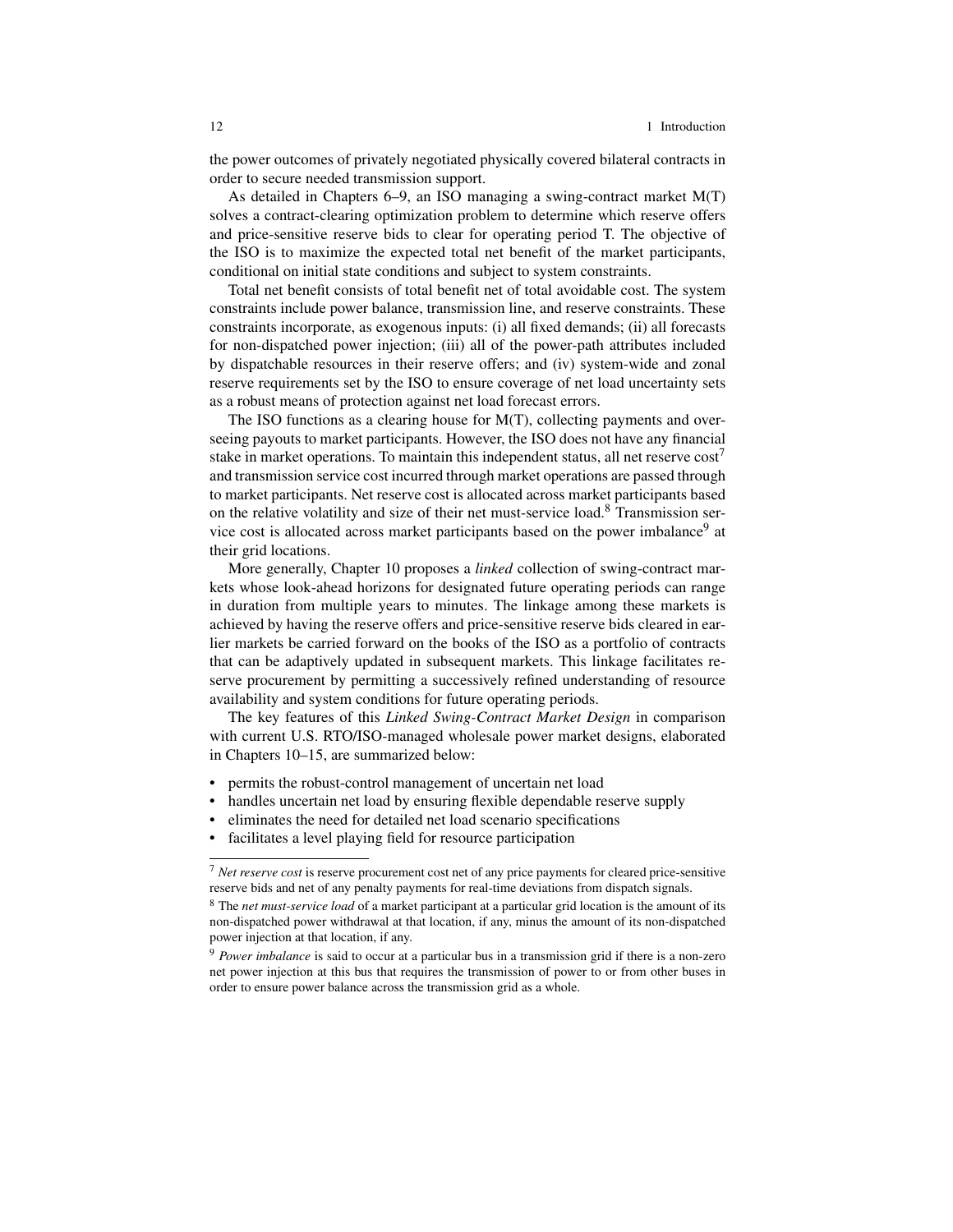the power outcomes of privately negotiated physically covered bilateral contracts in order to secure needed transmission support.

As detailed in Chapters 6–9, an ISO managing a swing-contract market M(T) solves a contract-clearing optimization problem to determine which reserve offers and price-sensitive reserve bids to clear for operating period T. The objective of the ISO is to maximize the expected total net benefit of the market participants, conditional on initial state conditions and subject to system constraints.

Total net benefit consists of total benefit net of total avoidable cost. The system constraints include power balance, transmission line, and reserve constraints. These constraints incorporate, as exogenous inputs: (i) all fixed demands; (ii) all forecasts for non-dispatched power injection; (iii) all of the power-path attributes included by dispatchable resources in their reserve offers; and (iv) system-wide and zonal reserve requirements set by the ISO to ensure coverage of net load uncertainty sets as a robust means of protection against net load forecast errors.

The ISO functions as a clearing house for M(T), collecting payments and overseeing payouts to market participants. However, the ISO does not have any financial stake in market operations. To maintain this independent status, all net reserve cost[7] and transmission service cost incurred through market operations are passed through to market participants. Net reserve cost is allocated across market participants based on the relative volatility and size of their net must-service load.[8] Transmission service cost is allocated across market participants based on the power imbalance[9] at their grid locations.

More generally, Chapter 10 proposes a *linked* collection of swing-contract markets whose look-ahead horizons for designated future operating periods can range in duration from multiple years to minutes. The linkage among these markets is achieved by having the reserve offers and price-sensitive reserve bids cleared in earlier markets be carried forward on the books of the ISO as a portfolio of contracts that can be adaptively updated in subsequent markets. This linkage facilitates reserve procurement by permitting a successively refined understanding of resource availability and system conditions for future operating periods.

The key features of this *Linked Swing-Contract Market Design* in comparison with current U.S. RTO/ISO-managed wholesale power market designs, elaborated in Chapters 10–15, are summarized below:

- permits the robust-control management of uncertain net load
- handles uncertain net load by ensuring flexible dependable reserve supply
- eliminates the need for detailed net load scenario specifications
- facilitates a level playing field for resource participation

---

[7] *Net reserve cost* is reserve procurement cost net of any price payments for cleared price-sensitive reserve bids and net of any penalty payments for real-time deviations from dispatch signals.

[8] The *net must-service load* of a market participant at a particular grid location is the amount of its non-dispatched power withdrawal at that location, if any, minus the amount of its non-dispatched power injection at that location, if any.

[9] *Power imbalance* is said to occur at a particular bus in a transmission grid if there is a non-zero net power injection at this bus that requires the transmission of power to or from other buses in order to ensure power balance across the transmission grid as a whole.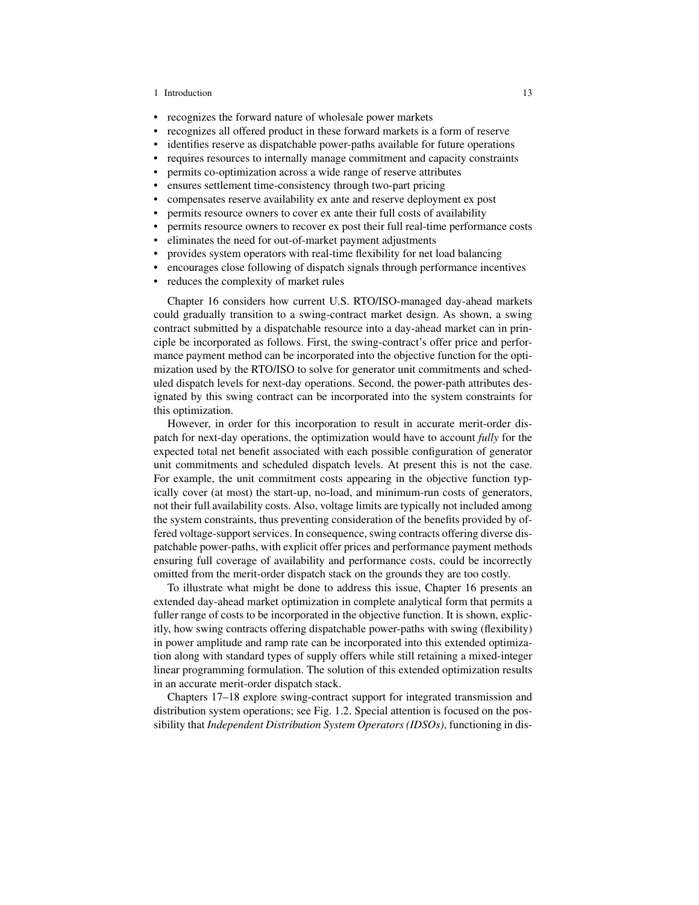- recognizes the forward nature of wholesale power markets
- recognizes all offered product in these forward markets is a form of reserve
- identifies reserve as dispatchable power-paths available for future operations
- requires resources to internally manage commitment and capacity constraints
- permits co-optimization across a wide range of reserve attributes
- ensures settlement time-consistency through two-part pricing
- compensates reserve availability ex ante and reserve deployment ex post
- permits resource owners to cover ex ante their full costs of availability
- permits resource owners to recover ex post their full real-time performance costs
- eliminates the need for out-of-market payment adjustments
- provides system operators with real-time flexibility for net load balancing
- encourages close following of dispatch signals through performance incentives
- reduces the complexity of market rules

Chapter 16 considers how current U.S. RTO/ISO-managed day-ahead markets could gradually transition to a swing-contract market design. As shown, a swing contract submitted by a dispatchable resource into a day-ahead market can in principle be incorporated as follows. First, the swing-contract's offer price and performance payment method can be incorporated into the objective function for the optimization used by the RTO/ISO to solve for generator unit commitments and scheduled dispatch levels for next-day operations. Second, the power-path attributes designated by this swing contract can be incorporated into the system constraints for this optimization.

However, in order for this incorporation to result in accurate merit-order dispatch for next-day operations, the optimization would have to account *fully* for the expected total net benefit associated with each possible configuration of generator unit commitments and scheduled dispatch levels. At present this is not the case. For example, the unit commitment costs appearing in the objective function typically cover (at most) the start-up, no-load, and minimum-run costs of generators, not their full availability costs. Also, voltage limits are typically not included among the system constraints, thus preventing consideration of the benefits provided by offered voltage-support services. In consequence, swing contracts offering diverse dispatchable power-paths, with explicit offer prices and performance payment methods ensuring full coverage of availability and performance costs, could be incorrectly omitted from the merit-order dispatch stack on the grounds they are too costly.

To illustrate what might be done to address this issue, Chapter 16 presents an extended day-ahead market optimization in complete analytical form that permits a fuller range of costs to be incorporated in the objective function. It is shown, explicitly, how swing contracts offering dispatchable power-paths with swing (flexibility) in power amplitude and ramp rate can be incorporated into this extended optimization along with standard types of supply offers while still retaining a mixed-integer linear programming formulation. The solution of this extended optimization results in an accurate merit-order dispatch stack.

Chapters 17–18 explore swing-contract support for integrated transmission and distribution system operations; see Fig. 1.2. Special attention is focused on the possibility that *Independent Distribution System Operators (IDSOs)*, functioning in dis-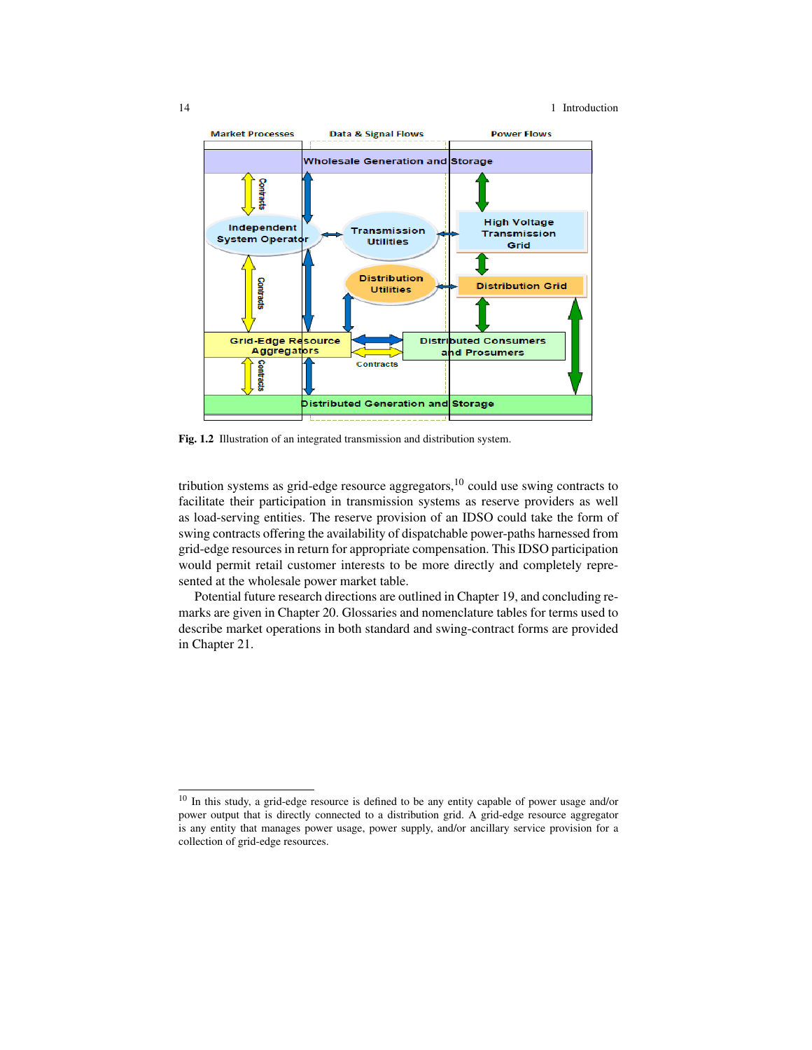Market Processes

Data & Signal Flows

Power Flows

Wholesale Generation and Storage

Contracts

Independent System Operator

Transmission Utilities

High Voltage Transmission Grid

Contracts

Distribution Utilities

Distribution Grid

Grid-Edge Resource Aggregators

Contracts

Distributed Consumers and Prosumers

Contracts

Distributed Generation and Storage

**Fig. 1.2** Illustration of an integrated transmission and distribution system.

tribution systems as grid-edge resource aggregators,[10] could use swing contracts to facilitate their participation in transmission systems as reserve providers as well as load-serving entities. The reserve provision of an IDSO could take the form of swing contracts offering the availability of dispatchable power-paths harnessed from grid-edge resources in return for appropriate compensation. This IDSO participation would permit retail customer interests to be more directly and completely represented at the wholesale power market table.

Potential future research directions are outlined in Chapter 19, and concluding remarks are given in Chapter 20. Glossaries and nomenclature tables for terms used to describe market operations in both standard and swing-contract forms are provided in Chapter 21.

---

[10] In this study, a grid-edge resource is defined to be any entity capable of power usage and/or power output that is directly connected to a distribution grid. A grid-edge resource aggregator is any entity that manages power usage, power supply, and/or ancillary service provision for a collection of grid-edge resources.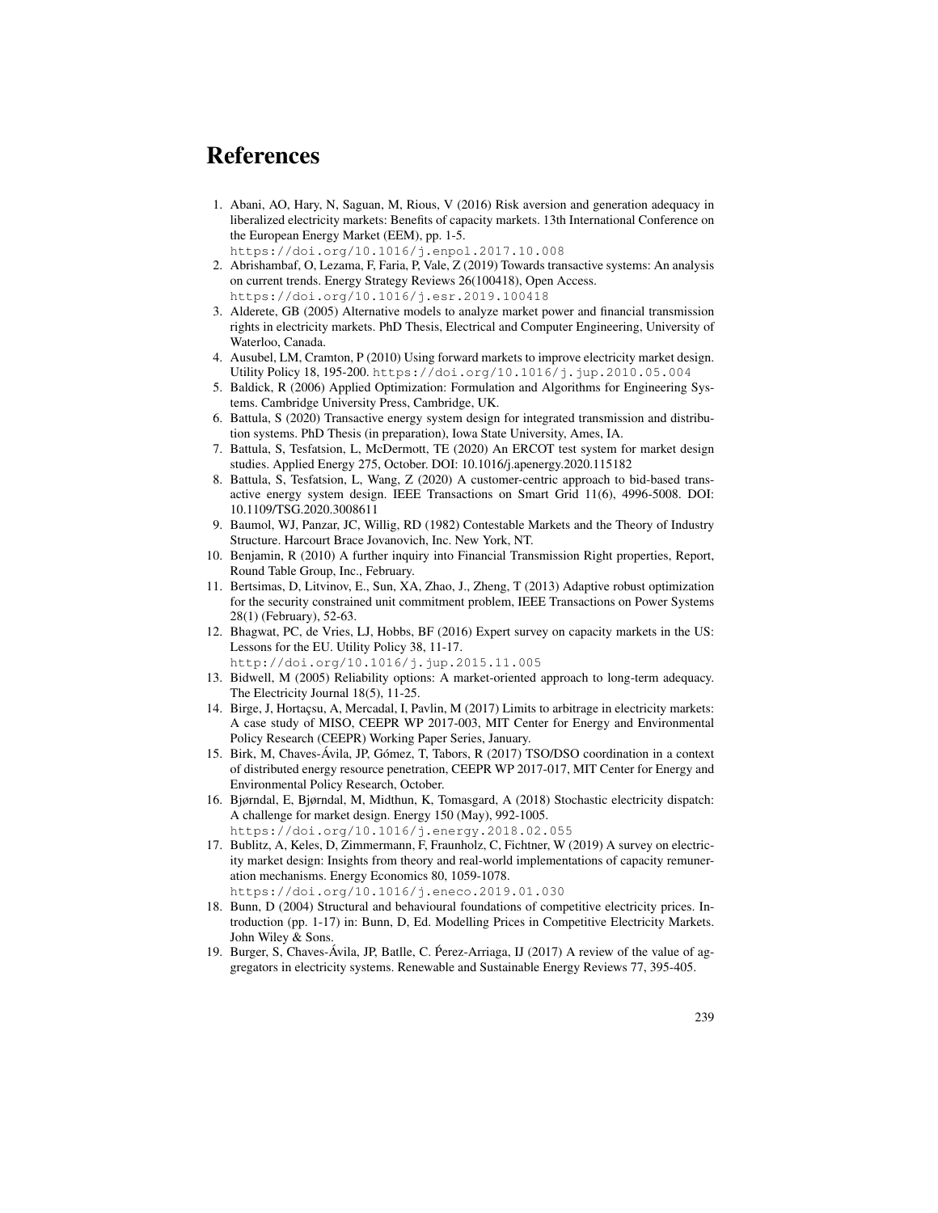# References

1. Abani, AO, Hary, N, Saguan, M, Rious, V (2016) Risk aversion and generation adequacy in liberalized electricity markets: Benefits of capacity markets. 13th International Conference on the European Energy Market (EEM), pp. 1-5.
   https://doi.org/10.1016/j.enpol.2017.10.008
2. Abrishambaf, O, Lezama, F, Faria, P, Vale, Z (2019) Towards transactive systems: An analysis on current trends. Energy Strategy Reviews 26(100418), Open Access.
   https://doi.org/10.1016/j.esr.2019.100418
3. Alderete, GB (2005) Alternative models to analyze market power and financial transmission rights in electricity markets. PhD Thesis, Electrical and Computer Engineering, University of Waterloo, Canada.
4. Ausubel, LM, Cramton, P (2010) Using forward markets to improve electricity market design. Utility Policy 18, 195-200. https://doi.org/10.1016/j.jup.2010.05.004
5. Baldick, R (2006) Applied Optimization: Formulation and Algorithms for Engineering Systems. Cambridge University Press, Cambridge, UK.
6. Battula, S (2020) Transactive energy system design for integrated transmission and distribution systems. PhD Thesis (in preparation), Iowa State University, Ames, IA.
7. Battula, S, Tesfatsion, L, McDermott, TE (2020) An ERCOT test system for market design studies. Applied Energy 275, October. DOI: 10.1016/j.apenergy.2020.115182
8. Battula, S, Tesfatsion, L, Wang, Z (2020) A customer-centric approach to bid-based transactive energy system design. IEEE Transactions on Smart Grid 11(6), 4996-5008. DOI: 10.1109/TSG.2020.3008611
9. Baumol, WJ, Panzar, JC, Willig, RD (1982) Contestable Markets and the Theory of Industry Structure. Harcourt Brace Jovanovich, Inc. New York, NT.
10. Benjamin, R (2010) A further inquiry into Financial Transmission Right properties, Report, Round Table Group, Inc., February.
11. Bertsimas, D, Litvinov, E., Sun, XA, Zhao, J., Zheng, T (2013) Adaptive robust optimization for the security constrained unit commitment problem, IEEE Transactions on Power Systems 28(1) (February), 52-63.
12. Bhagwat, PC, de Vries, LJ, Hobbs, BF (2016) Expert survey on capacity markets in the US: Lessons for the EU. Utility Policy 38, 11-17.
    http://doi.org/10.1016/j.jup.2015.11.005
13. Bidwell, M (2005) Reliability options: A market-oriented approach to long-term adequacy. The Electricity Journal 18(5), 11-25.
14. Birge, J, Hortaçsu, A, Mercadal, I, Pavlin, M (2017) Limits to arbitrage in electricity markets: A case study of MISO, CEEPR WP 2017-003, MIT Center for Energy and Environmental Policy Research (CEEPR) Working Paper Series, January.
15. Birk, M, Chaves-Ávila, JP, Gómez, T, Tabors, R (2017) TSO/DSO coordination in a context of distributed energy resource penetration, CEEPR WP 2017-017, MIT Center for Energy and Environmental Policy Research, October.
16. Bjørndal, E, Bjørndal, M, Midthun, K, Tomasgard, A (2018) Stochastic electricity dispatch: A challenge for market design. Energy 150 (May), 992-1005.
    https://doi.org/10.1016/j.energy.2018.02.055
17. Bublitz, A, Keles, D, Zimmermann, F, Fraunholz, C, Fichtner, W (2019) A survey on electricity market design: Insights from theory and real-world implementations of capacity remuneration mechanisms. Energy Economics 80, 1059-1078.
    https://doi.org/10.1016/j.eneco.2019.01.030
18. Bunn, D (2004) Structural and behavioural foundations of competitive electricity prices. Introduction (pp. 1-17) in: Bunn, D, Ed. Modelling Prices in Competitive Electricity Markets. John Wiley & Sons.
19. Burger, S, Chaves-Ávila, JP, Batlle, C. Pérez-Arriaga, IJ (2017) A review of the value of aggregators in electricity systems. Renewable and Sustainable Energy Reviews 77, 395-405.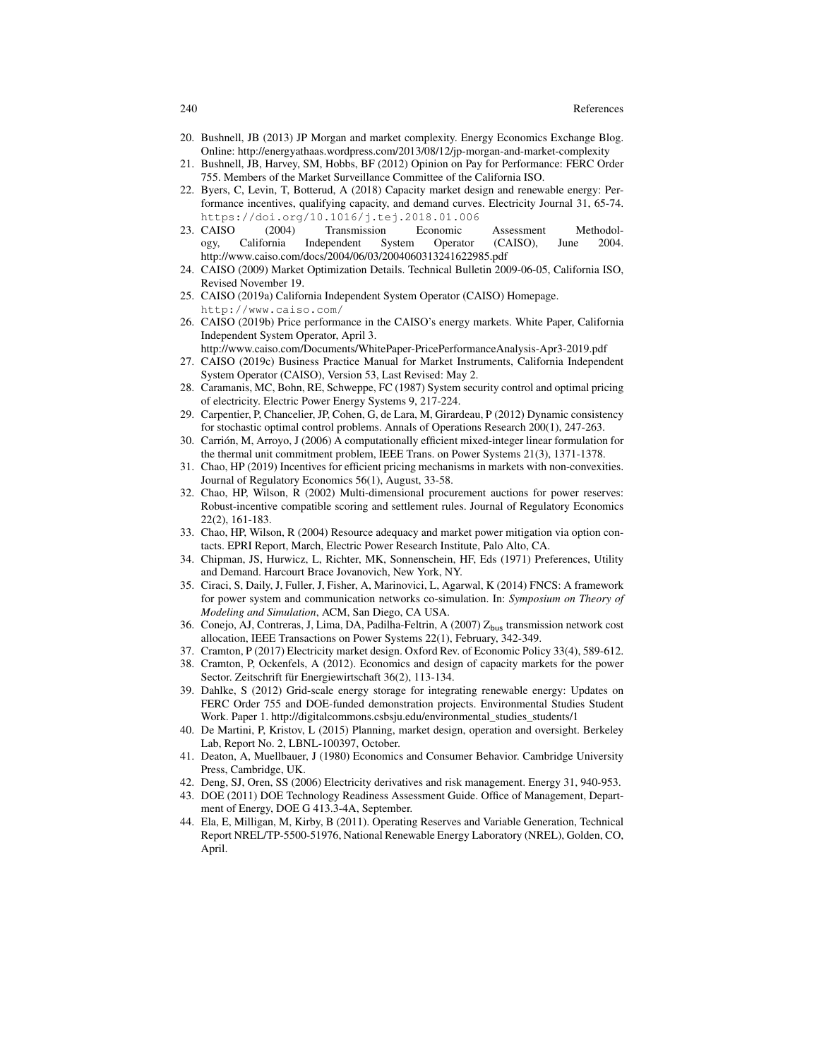20. Bushnell, JB (2013) JP Morgan and market complexity. Energy Economics Exchange Blog. Online: http://energyathaas.wordpress.com/2013/08/12/jp-morgan-and-market-complexity
21. Bushnell, JB, Harvey, SM, Hobbs, BF (2012) Opinion on Pay for Performance: FERC Order 755. Members of the Market Surveillance Committee of the California ISO.
22. Byers, C, Levin, T, Botterud, A (2018) Capacity market design and renewable energy: Performance incentives, qualifying capacity, and demand curves. Electricity Journal 31, 65-74. https://doi.org/10.1016/j.tej.2018.01.006
23. CAISO (2004) Transmission Economic Assessment Methodology, California Independent System Operator (CAISO), June 2004. http://www.caiso.com/docs/2004/06/03/2004060313241622985.pdf
24. CAISO (2009) Market Optimization Details. Technical Bulletin 2009-06-05, California ISO, Revised November 19.
25. CAISO (2019a) California Independent System Operator (CAISO) Homepage. http://www.caiso.com/
26. CAISO (2019b) Price performance in the CAISO's energy markets. White Paper, California Independent System Operator, April 3. http://www.caiso.com/Documents/WhitePaper-PricePerformanceAnalysis-Apr3-2019.pdf
27. CAISO (2019c) Business Practice Manual for Market Instruments, California Independent System Operator (CAISO), Version 53, Last Revised: May 2.
28. Caramanis, MC, Bohn, RE, Schweppe, FC (1987) System security control and optimal pricing of electricity. Electric Power Energy Systems 9, 217-224.
29. Carpentier, P, Chancelier, JP, Cohen, G, de Lara, M, Girardeau, P (2012) Dynamic consistency for stochastic optimal control problems. Annals of Operations Research 200(1), 247-263.
30. Carrión, M, Arroyo, J (2006) A computationally efficient mixed-integer linear formulation for the thermal unit commitment problem, IEEE Trans. on Power Systems 21(3), 1371-1378.
31. Chao, HP (2019) Incentives for efficient pricing mechanisms in markets with non-convexities. Journal of Regulatory Economics 56(1), August, 33-58.
32. Chao, HP, Wilson, R (2002) Multi-dimensional procurement auctions for power reserves: Robust-incentive compatible scoring and settlement rules. Journal of Regulatory Economics 22(2), 161-183.
33. Chao, HP, Wilson, R (2004) Resource adequacy and market power mitigation via option contacts. EPRI Report, March, Electric Power Research Institute, Palo Alto, CA.
34. Chipman, JS, Hurwicz, L, Richter, MK, Sonnenschein, HF, Eds (1971) Preferences, Utility and Demand. Harcourt Brace Jovanovich, New York, NY.
35. Ciraci, S, Daily, J, Fuller, J, Fisher, A, Marinovici, L, Agarwal, K (2014) FNCS: A framework for power system and communication networks co-simulation. In: *Symposium on Theory of Modeling and Simulation*, ACM, San Diego, CA USA.
36. Conejo, AJ, Contreras, J, Lima, DA, Padilha-Feltrin, A (2007) $Z_{bus}$ transmission network cost allocation, IEEE Transactions on Power Systems 22(1), February, 342-349.
37. Cramton, P (2017) Electricity market design. Oxford Rev. of Economic Policy 33(4), 589-612.
38. Cramton, P, Ockenfels, A (2012). Economics and design of capacity markets for the power Sector. Zeitschrift für Energiewirtschaft 36(2), 113-134.
39. Dahlke, S (2012) Grid-scale energy storage for integrating renewable energy: Updates on FERC Order 755 and DOE-funded demonstration projects. Environmental Studies Student Work. Paper 1. http://digitalcommons.csbsju.edu/environmental_studies_students/1
40. De Martini, P, Kristov, L (2015) Planning, market design, operation and oversight. Berkeley Lab, Report No. 2, LBNL-100397, October.
41. Deaton, A, Muellbauer, J (1980) Economics and Consumer Behavior. Cambridge University Press, Cambridge, UK.
42. Deng, SJ, Oren, SS (2006) Electricity derivatives and risk management. Energy 31, 940-953.
43. DOE (2011) DOE Technology Readiness Assessment Guide. Office of Management, Department of Energy, DOE G 413.3-4A, September.
44. Ela, E, Milligan, M, Kirby, B (2011). Operating Reserves and Variable Generation, Technical Report NREL/TP-5500-51976, National Renewable Energy Laboratory (NREL), Golden, CO, April.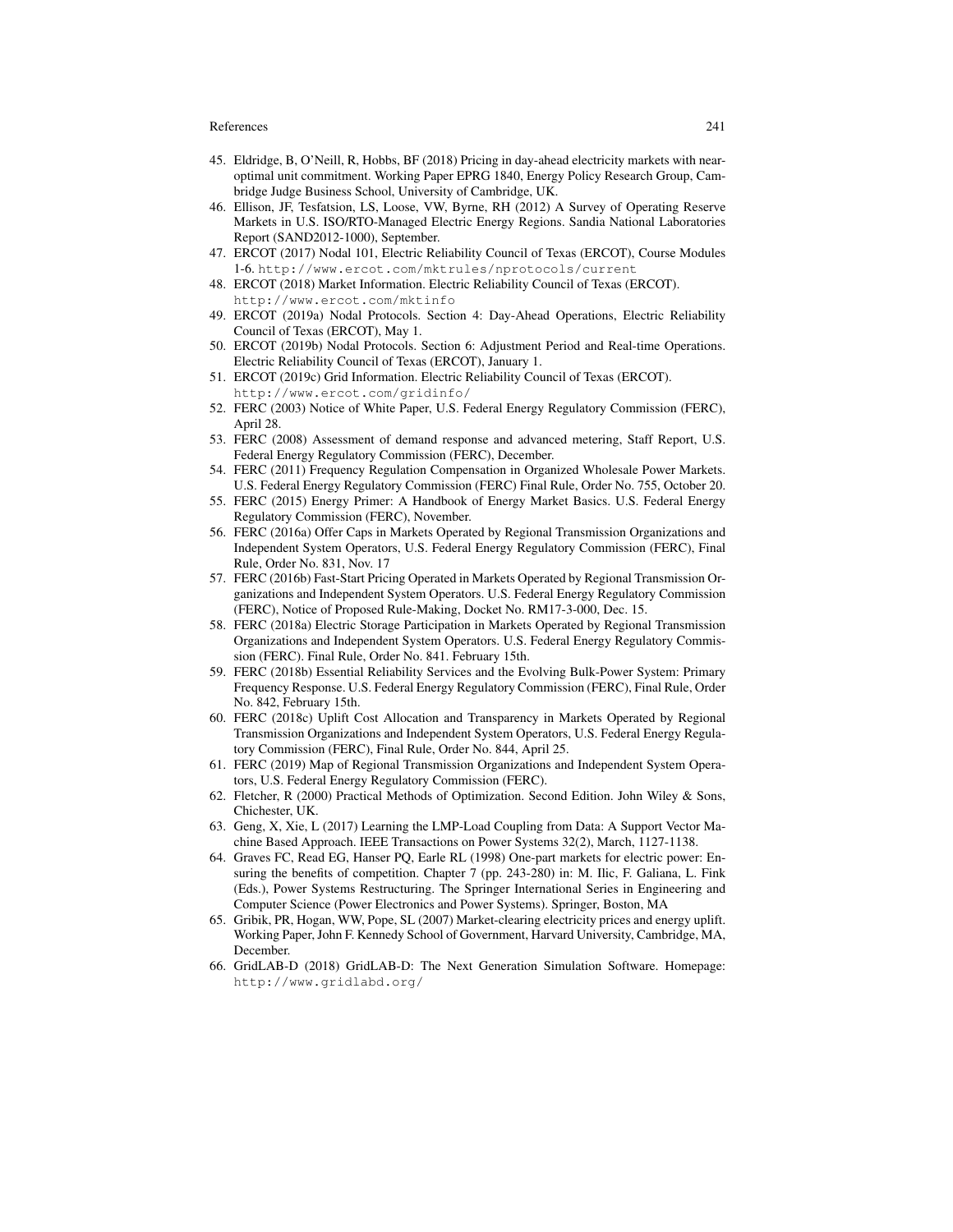45. Eldridge, B, O'Neill, R, Hobbs, BF (2018) Pricing in day-ahead electricity markets with near-optimal unit commitment. Working Paper EPRG 1840, Energy Policy Research Group, Cambridge Judge Business School, University of Cambridge, UK.
46. Ellison, JF, Tesfatsion, LS, Loose, VW, Byrne, RH (2012) A Survey of Operating Reserve Markets in U.S. ISO/RTO-Managed Electric Energy Regions. Sandia National Laboratories Report (SAND2012-1000), September.
47. ERCOT (2017) Nodal 101, Electric Reliability Council of Texas (ERCOT), Course Modules 1-6. http://www.ercot.com/mktrules/nprotocols/current
48. ERCOT (2018) Market Information. Electric Reliability Council of Texas (ERCOT). http://www.ercot.com/mktinfo
49. ERCOT (2019a) Nodal Protocols. Section 4: Day-Ahead Operations, Electric Reliability Council of Texas (ERCOT), May 1.
50. ERCOT (2019b) Nodal Protocols. Section 6: Adjustment Period and Real-time Operations. Electric Reliability Council of Texas (ERCOT), January 1.
51. ERCOT (2019c) Grid Information. Electric Reliability Council of Texas (ERCOT). http://www.ercot.com/gridinfo/
52. FERC (2003) Notice of White Paper, U.S. Federal Energy Regulatory Commission (FERC), April 28.
53. FERC (2008) Assessment of demand response and advanced metering, Staff Report, U.S. Federal Energy Regulatory Commission (FERC), December.
54. FERC (2011) Frequency Regulation Compensation in Organized Wholesale Power Markets. U.S. Federal Energy Regulatory Commission (FERC) Final Rule, Order No. 755, October 20.
55. FERC (2015) Energy Primer: A Handbook of Energy Market Basics. U.S. Federal Energy Regulatory Commission (FERC), November.
56. FERC (2016a) Offer Caps in Markets Operated by Regional Transmission Organizations and Independent System Operators, U.S. Federal Energy Regulatory Commission (FERC), Final Rule, Order No. 831, Nov. 17
57. FERC (2016b) Fast-Start Pricing Operated in Markets Operated by Regional Transmission Organizations and Independent System Operators. U.S. Federal Energy Regulatory Commission (FERC), Notice of Proposed Rule-Making, Docket No. RM17-3-000, Dec. 15.
58. FERC (2018a) Electric Storage Participation in Markets Operated by Regional Transmission Organizations and Independent System Operators. U.S. Federal Energy Regulatory Commission (FERC). Final Rule, Order No. 841. February 15th.
59. FERC (2018b) Essential Reliability Services and the Evolving Bulk-Power System: Primary Frequency Response. U.S. Federal Energy Regulatory Commission (FERC), Final Rule, Order No. 842, February 15th.
60. FERC (2018c) Uplift Cost Allocation and Transparency in Markets Operated by Regional Transmission Organizations and Independent System Operators, U.S. Federal Energy Regulatory Commission (FERC), Final Rule, Order No. 844, April 25.
61. FERC (2019) Map of Regional Transmission Organizations and Independent System Operators, U.S. Federal Energy Regulatory Commission (FERC).
62. Fletcher, R (2000) Practical Methods of Optimization. Second Edition. John Wiley & Sons, Chichester, UK.
63. Geng, X, Xie, L (2017) Learning the LMP-Load Coupling from Data: A Support Vector Machine Based Approach. IEEE Transactions on Power Systems 32(2), March, 1127-1138.
64. Graves FC, Read EG, Hanser PQ, Earle RL (1998) One-part markets for electric power: Ensuring the benefits of competition. Chapter 7 (pp. 243-280) in: M. Ilic, F. Galiana, L. Fink (Eds.), Power Systems Restructuring. The Springer International Series in Engineering and Computer Science (Power Electronics and Power Systems). Springer, Boston, MA
65. Gribik, PR, Hogan, WW, Pope, SL (2007) Market-clearing electricity prices and energy uplift. Working Paper, John F. Kennedy School of Government, Harvard University, Cambridge, MA, December.
66. GridLAB-D (2018) GridLAB-D: The Next Generation Simulation Software. Homepage: http://www.gridlabd.org/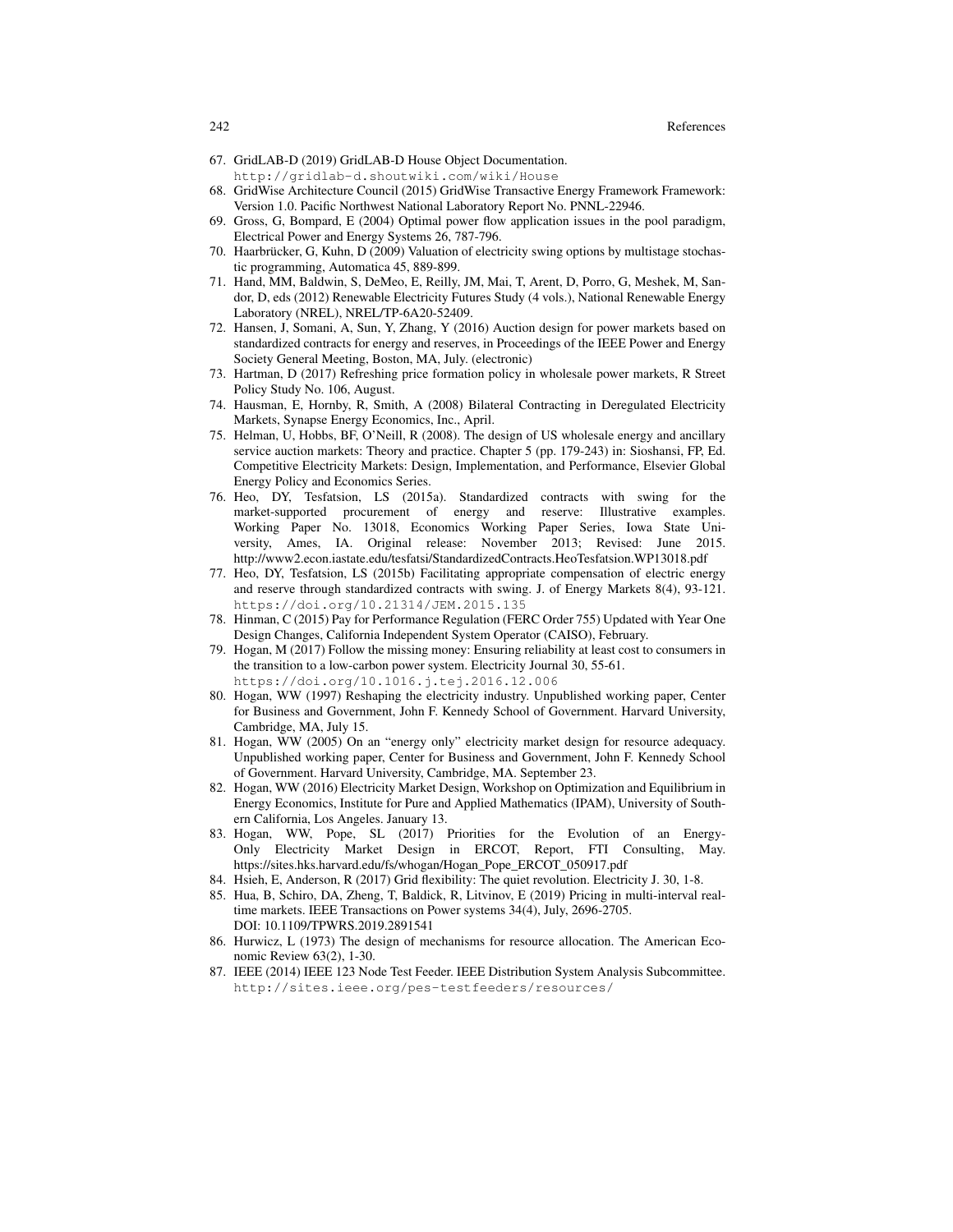67. GridLAB-D (2019) GridLAB-D House Object Documentation. http://gridlab-d.shoutwiki.com/wiki/House
68. GridWise Architecture Council (2015) GridWise Transactive Energy Framework Framework: Version 1.0. Pacific Northwest National Laboratory Report No. PNNL-22946.
69. Gross, G, Bompard, E (2004) Optimal power flow application issues in the pool paradigm, Electrical Power and Energy Systems 26, 787-796.
70. Haarbrücker, G, Kuhn, D (2009) Valuation of electricity swing options by multistage stochastic programming, Automatica 45, 889-899.
71. Hand, MM, Baldwin, S, DeMeo, E, Reilly, JM, Mai, T, Arent, D, Porro, G, Meshek, M, Sandor, D, eds (2012) Renewable Electricity Futures Study (4 vols.), National Renewable Energy Laboratory (NREL), NREL/TP-6A20-52409.
72. Hansen, J, Somani, A, Sun, Y, Zhang, Y (2016) Auction design for power markets based on standardized contracts for energy and reserves, in Proceedings of the IEEE Power and Energy Society General Meeting, Boston, MA, July. (electronic)
73. Hartman, D (2017) Refreshing price formation policy in wholesale power markets, R Street Policy Study No. 106, August.
74. Hausman, E, Hornby, R, Smith, A (2008) Bilateral Contracting in Deregulated Electricity Markets, Synapse Energy Economics, Inc., April.
75. Helman, U, Hobbs, BF, O'Neill, R (2008). The design of US wholesale energy and ancillary service auction markets: Theory and practice. Chapter 5 (pp. 179-243) in: Sioshansi, FP, Ed. Competitive Electricity Markets: Design, Implementation, and Performance, Elsevier Global Energy Policy and Economics Series.
76. Heo, DY, Tesfatsion, LS (2015a). Standardized contracts with swing for the market-supported procurement of energy and reserve: Illustrative examples. Working Paper No. 13018, Economics Working Paper Series, Iowa State University, Ames, IA. Original release: November 2013; Revised: June 2015. http://www2.econ.iastate.edu/tesfatsi/StandardizedContracts.HeoTesfatsion.WP13018.pdf
77. Heo, DY, Tesfatsion, LS (2015b) Facilitating appropriate compensation of electric energy and reserve through standardized contracts with swing. J. of Energy Markets 8(4), 93-121. https://doi.org/10.21314/JEM.2015.135
78. Hinman, C (2015) Pay for Performance Regulation (FERC Order 755) Updated with Year One Design Changes, California Independent System Operator (CAISO), February.
79. Hogan, M (2017) Follow the missing money: Ensuring reliability at least cost to consumers in the transition to a low-carbon power system. Electricity Journal 30, 55-61. https://doi.org/10.1016.j.tej.2016.12.006
80. Hogan, WW (1997) Reshaping the electricity industry. Unpublished working paper, Center for Business and Government, John F. Kennedy School of Government. Harvard University, Cambridge, MA, July 15.
81. Hogan, WW (2005) On an "energy only" electricity market design for resource adequacy. Unpublished working paper, Center for Business and Government, John F. Kennedy School of Government. Harvard University, Cambridge, MA. September 23.
82. Hogan, WW (2016) Electricity Market Design, Workshop on Optimization and Equilibrium in Energy Economics, Institute for Pure and Applied Mathematics (IPAM), University of Southern California, Los Angeles. January 13.
83. Hogan, WW, Pope, SL (2017) Priorities for the Evolution of an Energy-Only Electricity Market Design in ERCOT, Report, FTI Consulting, May. https://sites.hks.harvard.edu/fs/whogan/Hogan_Pope_ERCOT_050917.pdf
84. Hsieh, E, Anderson, R (2017) Grid flexibility: The quiet revolution. Electricity J. 30, 1-8.
85. Hua, B, Schiro, DA, Zheng, T, Baldick, R, Litvinov, E (2019) Pricing in multi-interval real-time markets. IEEE Transactions on Power systems 34(4), July, 2696-2705. DOI: 10.1109/TPWRS.2019.2891541
86. Hurwicz, L (1973) The design of mechanisms for resource allocation. The American Economic Review 63(2), 1-30.
87. IEEE (2014) IEEE 123 Node Test Feeder. IEEE Distribution System Analysis Subcommittee. http://sites.ieee.org/pes-testfeeders/resources/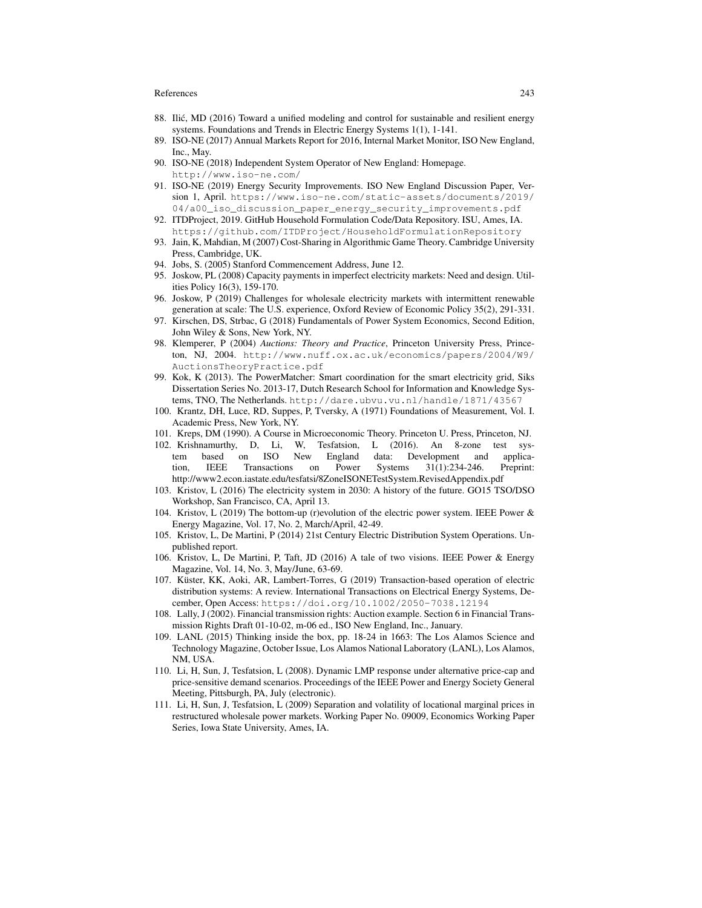88. Ilić, MD (2016) Toward a unified modeling and control for sustainable and resilient energy systems. Foundations and Trends in Electric Energy Systems 1(1), 1-141.
89. ISO-NE (2017) Annual Markets Report for 2016, Internal Market Monitor, ISO New England, Inc., May.
90. ISO-NE (2018) Independent System Operator of New England: Homepage. http://www.iso-ne.com/
91. ISO-NE (2019) Energy Security Improvements. ISO New England Discussion Paper, Version 1, April. https://www.iso-ne.com/static-assets/documents/2019/04/a00_iso_discussion_paper_energy_security_improvements.pdf
92. ITDProject, 2019. GitHub Household Formulation Code/Data Repository. ISU, Ames, IA. https://github.com/ITDProject/HouseholdFormulationRepository
93. Jain, K, Mahdian, M (2007) Cost-Sharing in Algorithmic Game Theory. Cambridge University Press, Cambridge, UK.
94. Jobs, S. (2005) Stanford Commencement Address, June 12.
95. Joskow, PL (2008) Capacity payments in imperfect electricity markets: Need and design. Utilities Policy 16(3), 159-170.
96. Joskow, P (2019) Challenges for wholesale electricity markets with intermittent renewable generation at scale: The U.S. experience, Oxford Review of Economic Policy 35(2), 291-331.
97. Kirschen, DS, Strbac, G (2018) Fundamentals of Power System Economics, Second Edition, John Wiley & Sons, New York, NY.
98. Klemperer, P (2004) *Auctions: Theory and Practice*, Princeton University Press, Princeton, NJ, 2004. http://www.nuff.ox.ac.uk/economics/papers/2004/W9/AuctionsTheoryPractice.pdf
99. Kok, K (2013). The PowerMatcher: Smart coordination for the smart electricity grid, Siks Dissertation Series No. 2013-17, Dutch Research School for Information and Knowledge Systems, TNO, The Netherlands. http://dare.ubvu.vu.nl/handle/1871/43567
100. Krantz, DH, Luce, RD, Suppes, P, Tversky, A (1971) Foundations of Measurement, Vol. I. Academic Press, New York, NY.
101. Kreps, DM (1990). A Course in Microeconomic Theory. Princeton U. Press, Princeton, NJ.
102. Krishnamurthy, D, Li, W, Tesfatsion, L (2016). An 8-zone test system based on ISO New England data: Development and application, IEEE Transactions on Power Systems 31(1):234-246. Preprint: http://www2.econ.iastate.edu/tesfatsi/8ZoneISONETestSystem.RevisedAppendix.pdf
103. Kristov, L (2016) The electricity system in 2030: A history of the future. GO15 TSO/DSO Workshop, San Francisco, CA, April 13.
104. Kristov, L (2019) The bottom-up (r)evolution of the electric power system. IEEE Power & Energy Magazine, Vol. 17, No. 2, March/April, 42-49.
105. Kristov, L, De Martini, P (2014) 21st Century Electric Distribution System Operations. Unpublished report.
106. Kristov, L, De Martini, P, Taft, JD (2016) A tale of two visions. IEEE Power & Energy Magazine, Vol. 14, No. 3, May/June, 63-69.
107. Küster, KK, Aoki, AR, Lambert-Torres, G (2019) Transaction-based operation of electric distribution systems: A review. International Transactions on Electrical Energy Systems, December, Open Access: https://doi.org/10.1002/2050-7038.12194
108. Lally, J (2002). Financial transmission rights: Auction example. Section 6 in Financial Transmission Rights Draft 01-10-02, m-06 ed., ISO New England, Inc., January.
109. LANL (2015) Thinking inside the box, pp. 18-24 in 1663: The Los Alamos Science and Technology Magazine, October Issue, Los Alamos National Laboratory (LANL), Los Alamos, NM, USA.
110. Li, H, Sun, J, Tesfatsion, L (2008). Dynamic LMP response under alternative price-cap and price-sensitive demand scenarios. Proceedings of the IEEE Power and Energy Society General Meeting, Pittsburgh, PA, July (electronic).
111. Li, H, Sun, J, Tesfatsion, L (2009) Separation and volatility of locational marginal prices in restructured wholesale power markets. Working Paper No. 09009, Economics Working Paper Series, Iowa State University, Ames, IA.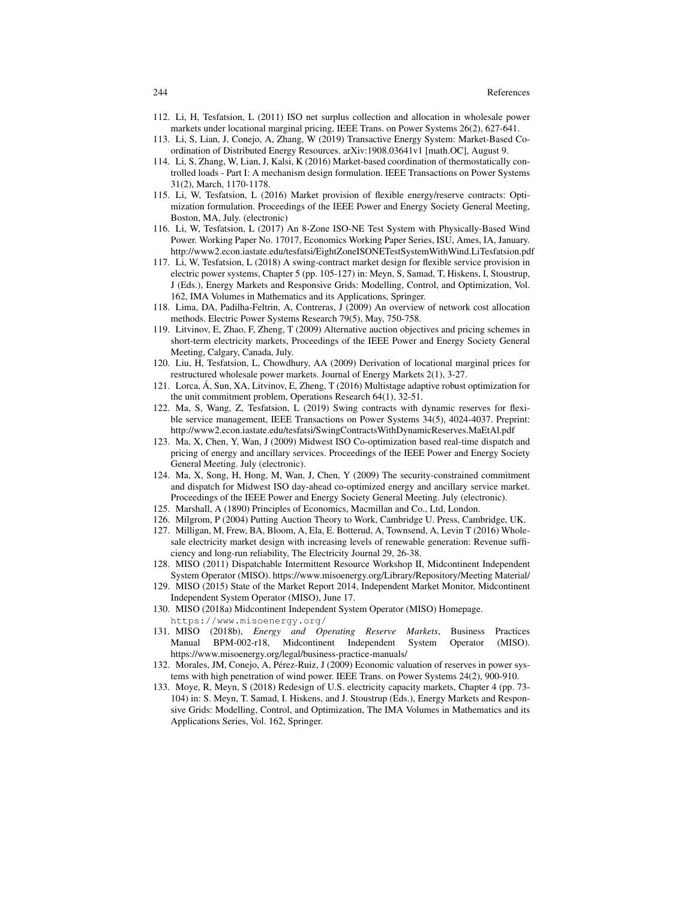112. Li, H, Tesfatsion, L (2011) ISO net surplus collection and allocation in wholesale power markets under locational marginal pricing, IEEE Trans. on Power Systems 26(2), 627-641.
113. Li, S, Lian, J, Conejo, A, Zhang, W (2019) Transactive Energy System: Market-Based Coordination of Distributed Energy Resources. arXiv:1908.03641v1 [math.OC], August 9.
114. Li, S, Zhang, W, Lian, J, Kalsi, K (2016) Market-based coordination of thermostatically controlled loads - Part I: A mechanism design formulation. IEEE Transactions on Power Systems 31(2), March, 1170-1178.
115. Li, W, Tesfatsion, L (2016) Market provision of flexible energy/reserve contracts: Optimization formulation. Proceedings of the IEEE Power and Energy Society General Meeting, Boston, MA, July. (electronic)
116. Li, W, Tesfatsion, L (2017) An 8-Zone ISO-NE Test System with Physically-Based Wind Power. Working Paper No. 17017, Economics Working Paper Series, ISU, Ames, IA, January. http://www2.econ.iastate.edu/tesfatsi/EightZoneISONETestSystemWithWind.LiTesfatsion.pdf
117. Li, W, Tesfatsion, L (2018) A swing-contract market design for flexible service provision in electric power systems, Chapter 5 (pp. 105-127) in: Meyn, S, Samad, T, Hiskens, I, Stoustrup, J (Eds.), Energy Markets and Responsive Grids: Modelling, Control, and Optimization, Vol. 162, IMA Volumes in Mathematics and its Applications, Springer.
118. Lima, DA, Padilha-Feltrin, A, Contreras, J (2009) An overview of network cost allocation methods. Electric Power Systems Research 79(5), May, 750-758.
119. Litvinov, E, Zhao, F, Zheng, T (2009) Alternative auction objectives and pricing schemes in short-term electricity markets, Proceedings of the IEEE Power and Energy Society General Meeting, Calgary, Canada, July.
120. Liu, H, Tesfatsion, L, Chowdhury, AA (2009) Derivation of locational marginal prices for restructured wholesale power markets. Journal of Energy Markets 2(1), 3-27.
121. Lorca, Á, Sun, XA, Litvinov, E, Zheng, T (2016) Multistage adaptive robust optimization for the unit commitment problem, Operations Research 64(1), 32-51.
122. Ma, S, Wang, Z, Tesfatsion, L (2019) Swing contracts with dynamic reserves for flexible service management, IEEE Transactions on Power Systems 34(5), 4024-4037. Preprint: http://www2.econ.iastate.edu/tesfatsi/SwingContractsWithDynamicReserves.MaEtAl.pdf
123. Ma, X, Chen, Y, Wan, J (2009) Midwest ISO Co-optimization based real-time dispatch and pricing of energy and ancillary services. Proceedings of the IEEE Power and Energy Society General Meeting. July (electronic).
124. Ma, X, Song, H, Hong, M, Wan, J, Chen, Y (2009) The security-constrained commitment and dispatch for Midwest ISO day-ahead co-optimized energy and ancillary service market. Proceedings of the IEEE Power and Energy Society General Meeting. July (electronic).
125. Marshall, A (1890) Principles of Economics, Macmillan and Co., Ltd, London.
126. Milgrom, P (2004) Putting Auction Theory to Work, Cambridge U. Press, Cambridge, UK.
127. Milligan, M, Frew, BA, Bloom, A, Ela, E. Botterud, A, Townsend, A, Levin T (2016) Wholesale electricity market design with increasing levels of renewable generation: Revenue sufficiency and long-run reliability, The Electricity Journal 29, 26-38.
128. MISO (2011) Dispatchable Intermittent Resource Workshop II, Midcontinent Independent System Operator (MISO). https://www.misoenergy.org/Library/Repository/Meeting Material/
129. MISO (2015) State of the Market Report 2014, Independent Market Monitor, Midcontinent Independent System Operator (MISO), June 17.
130. MISO (2018a) Midcontinent Independent System Operator (MISO) Homepage. https://www.misoenergy.org/
131. MISO (2018b), *Energy and Operating Reserve Markets*, Business Practices Manual BPM-002-r18, Midcontinent Independent System Operator (MISO). https://www.misoenergy.org/legal/business-practice-manuals/
132. Morales, JM, Conejo, A, Pérez-Ruiz, J (2009) Economic valuation of reserves in power systems with high penetration of wind power. IEEE Trans. on Power Systems 24(2), 900-910.
133. Moye, R, Meyn, S (2018) Redesign of U.S. electricity capacity markets, Chapter 4 (pp. 73-104) in: S. Meyn, T. Samad, I. Hiskens, and J. Stoustrup (Eds.), Energy Markets and Responsive Grids: Modelling, Control, and Optimization, The IMA Volumes in Mathematics and its Applications Series, Vol. 162, Springer.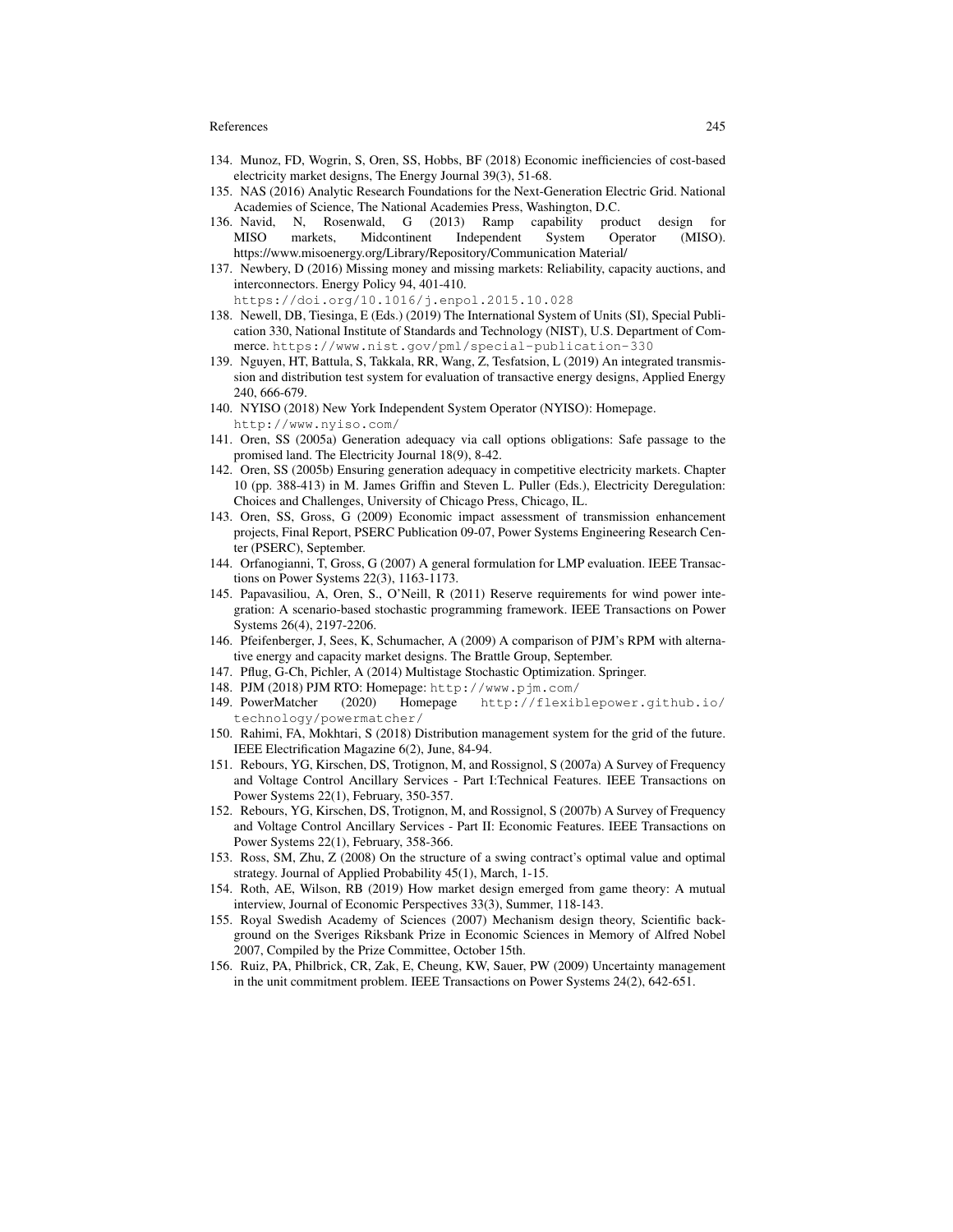134. Munoz, FD, Wogrin, S, Oren, SS, Hobbs, BF (2018) Economic inefficiencies of cost-based electricity market designs, The Energy Journal 39(3), 51-68.
135. NAS (2016) Analytic Research Foundations for the Next-Generation Electric Grid. National Academies of Science, The National Academies Press, Washington, D.C.
136. Navid, N, Rosenwald, G (2013) Ramp capability product design for MISO markets, Midcontinent Independent System Operator (MISO). https://www.misoenergy.org/Library/Repository/Communication Material/
137. Newbery, D (2016) Missing money and missing markets: Reliability, capacity auctions, and interconnectors. Energy Policy 94, 401-410. https://doi.org/10.1016/j.enpol.2015.10.028
138. Newell, DB, Tiesinga, E (Eds.) (2019) The International System of Units (SI), Special Publication 330, National Institute of Standards and Technology (NIST), U.S. Department of Commerce. https://www.nist.gov/pml/special-publication-330
139. Nguyen, HT, Battula, S, Takkala, RR, Wang, Z, Tesfatsion, L (2019) An integrated transmission and distribution test system for evaluation of transactive energy designs, Applied Energy 240, 666-679.
140. NYISO (2018) New York Independent System Operator (NYISO): Homepage. http://www.nyiso.com/
141. Oren, SS (2005a) Generation adequacy via call options obligations: Safe passage to the promised land. The Electricity Journal 18(9), 8-42.
142. Oren, SS (2005b) Ensuring generation adequacy in competitive electricity markets. Chapter 10 (pp. 388-413) in M. James Griffin and Steven L. Puller (Eds.), Electricity Deregulation: Choices and Challenges, University of Chicago Press, Chicago, IL.
143. Oren, SS, Gross, G (2009) Economic impact assessment of transmission enhancement projects, Final Report, PSERC Publication 09-07, Power Systems Engineering Research Center (PSERC), September.
144. Orfanogianni, T, Gross, G (2007) A general formulation for LMP evaluation. IEEE Transactions on Power Systems 22(3), 1163-1173.
145. Papavasiliou, A, Oren, S., O'Neill, R (2011) Reserve requirements for wind power integration: A scenario-based stochastic programming framework. IEEE Transactions on Power Systems 26(4), 2197-2206.
146. Pfeifenberger, J, Sees, K, Schumacher, A (2009) A comparison of PJM's RPM with alternative energy and capacity market designs. The Brattle Group, September.
147. Pflug, G-Ch, Pichler, A (2014) Multistage Stochastic Optimization. Springer.
148. PJM (2018) PJM RTO: Homepage: http://www.pjm.com/
149. PowerMatcher (2020) Homepage http://flexiblepower.github.io/technology/powermatcher/
150. Rahimi, FA, Mokhtari, S (2018) Distribution management system for the grid of the future. IEEE Electrification Magazine 6(2), June, 84-94.
151. Rebours, YG, Kirschen, DS, Trotignon, M, and Rossignol, S (2007a) A Survey of Frequency and Voltage Control Ancillary Services - Part I:Technical Features. IEEE Transactions on Power Systems 22(1), February, 350-357.
152. Rebours, YG, Kirschen, DS, Trotignon, M, and Rossignol, S (2007b) A Survey of Frequency and Voltage Control Ancillary Services - Part II: Economic Features. IEEE Transactions on Power Systems 22(1), February, 358-366.
153. Ross, SM, Zhu, Z (2008) On the structure of a swing contract's optimal value and optimal strategy. Journal of Applied Probability 45(1), March, 1-15.
154. Roth, AE, Wilson, RB (2019) How market design emerged from game theory: A mutual interview, Journal of Economic Perspectives 33(3), Summer, 118-143.
155. Royal Swedish Academy of Sciences (2007) Mechanism design theory, Scientific background on the Sveriges Riksbank Prize in Economic Sciences in Memory of Alfred Nobel 2007, Compiled by the Prize Committee, October 15th.
156. Ruiz, PA, Philbrick, CR, Zak, E, Cheung, KW, Sauer, PW (2009) Uncertainty management in the unit commitment problem. IEEE Transactions on Power Systems 24(2), 642-651.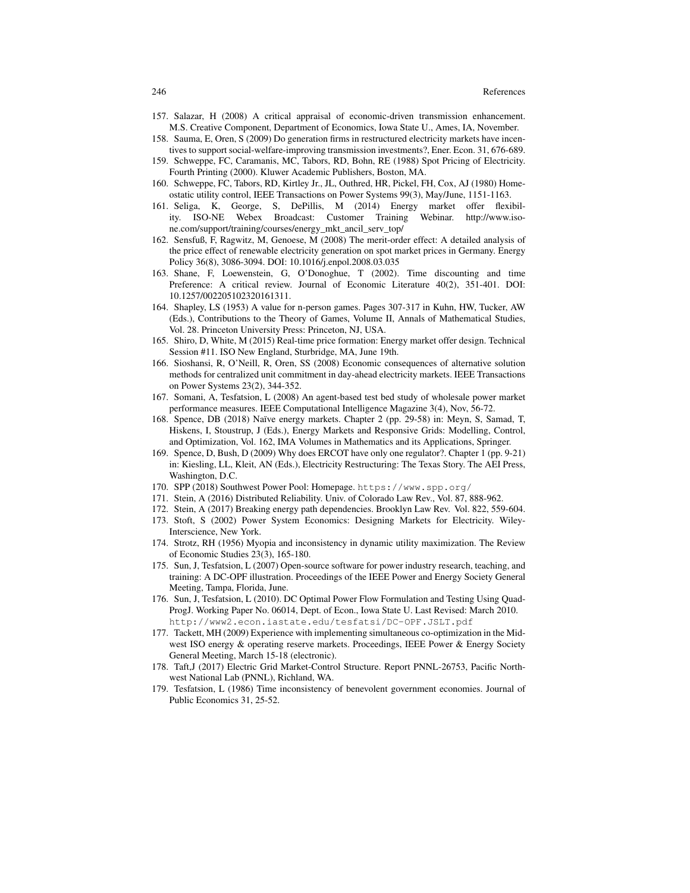157. Salazar, H (2008) A critical appraisal of economic-driven transmission enhancement. M.S. Creative Component, Department of Economics, Iowa State U., Ames, IA, November.
158. Sauma, E, Oren, S (2009) Do generation firms in restructured electricity markets have incentives to support social-welfare-improving transmission investments?, Ener. Econ. 31, 676-689.
159. Schweppe, FC, Caramanis, MC, Tabors, RD, Bohn, RE (1988) Spot Pricing of Electricity. Fourth Printing (2000). Kluwer Academic Publishers, Boston, MA.
160. Schweppe, FC, Tabors, RD, Kirtley Jr., JL, Outhred, HR, Pickel, FH, Cox, AJ (1980) Homeostatic utility control, IEEE Transactions on Power Systems 99(3), May/June, 1151-1163.
161. Seliga, K, George, S, DePillis, M (2014) Energy market offer flexibility. ISO-NE Webex Broadcast: Customer Training Webinar. http://www.iso-ne.com/support/training/courses/energy_mkt_ancil_serv_top/
162. Sensfuß, F, Ragwitz, M, Genoese, M (2008) The merit-order effect: A detailed analysis of the price effect of renewable electricity generation on spot market prices in Germany. Energy Policy 36(8), 3086-3094. DOI: 10.1016/j.enpol.2008.03.035
163. Shane, F, Loewenstein, G, O'Donoghue, T (2002). Time discounting and time Preference: A critical review. Journal of Economic Literature 40(2), 351-401. DOI: 10.1257/002205102320161311.
164. Shapley, LS (1953) A value for n-person games. Pages 307-317 in Kuhn, HW, Tucker, AW (Eds.), Contributions to the Theory of Games, Volume II, Annals of Mathematical Studies, Vol. 28. Princeton University Press: Princeton, NJ, USA.
165. Shiro, D, White, M (2015) Real-time price formation: Energy market offer design. Technical Session #11. ISO New England, Sturbridge, MA, June 19th.
166. Sioshansi, R, O'Neill, R, Oren, SS (2008) Economic consequences of alternative solution methods for centralized unit commitment in day-ahead electricity markets. IEEE Transactions on Power Systems 23(2), 344-352.
167. Somani, A, Tesfatsion, L (2008) An agent-based test bed study of wholesale power market performance measures. IEEE Computational Intelligence Magazine 3(4), Nov, 56-72.
168. Spence, DB (2018) Naïve energy markets. Chapter 2 (pp. 29-58) in: Meyn, S, Samad, T, Hiskens, I, Stoustrup, J (Eds.), Energy Markets and Responsive Grids: Modelling, Control, and Optimization, Vol. 162, IMA Volumes in Mathematics and its Applications, Springer.
169. Spence, D, Bush, D (2009) Why does ERCOT have only one regulator?. Chapter 1 (pp. 9-21) in: Kiesling, LL, Kleit, AN (Eds.), Electricity Restructuring: The Texas Story. The AEI Press, Washington, D.C.
170. SPP (2018) Southwest Power Pool: Homepage. `https://www.spp.org/`
171. Stein, A (2016) Distributed Reliability. Univ. of Colorado Law Rev., Vol. 87, 888-962.
172. Stein, A (2017) Breaking energy path dependencies. Brooklyn Law Rev. Vol. 822, 559-604.
173. Stoft, S (2002) Power System Economics: Designing Markets for Electricity. Wiley-Interscience, New York.
174. Strotz, RH (1956) Myopia and inconsistency in dynamic utility maximization. The Review of Economic Studies 23(3), 165-180.
175. Sun, J, Tesfatsion, L (2007) Open-source software for power industry research, teaching, and training: A DC-OPF illustration. Proceedings of the IEEE Power and Energy Society General Meeting, Tampa, Florida, June.
176. Sun, J, Tesfatsion, L (2010). DC Optimal Power Flow Formulation and Testing Using QuadProgJ. Working Paper No. 06014, Dept. of Econ., Iowa State U. Last Revised: March 2010. `http://www2.econ.iastate.edu/tesfatsi/DC-OPF.JSLT.pdf`
177. Tackett, MH (2009) Experience with implementing simultaneous co-optimization in the Midwest ISO energy & operating reserve markets. Proceedings, IEEE Power & Energy Society General Meeting, March 15-18 (electronic).
178. Taft,J (2017) Electric Grid Market-Control Structure. Report PNNL-26753, Pacific Northwest National Lab (PNNL), Richland, WA.
179. Tesfatsion, L (1986) Time inconsistency of benevolent government economies. Journal of Public Economics 31, 25-52.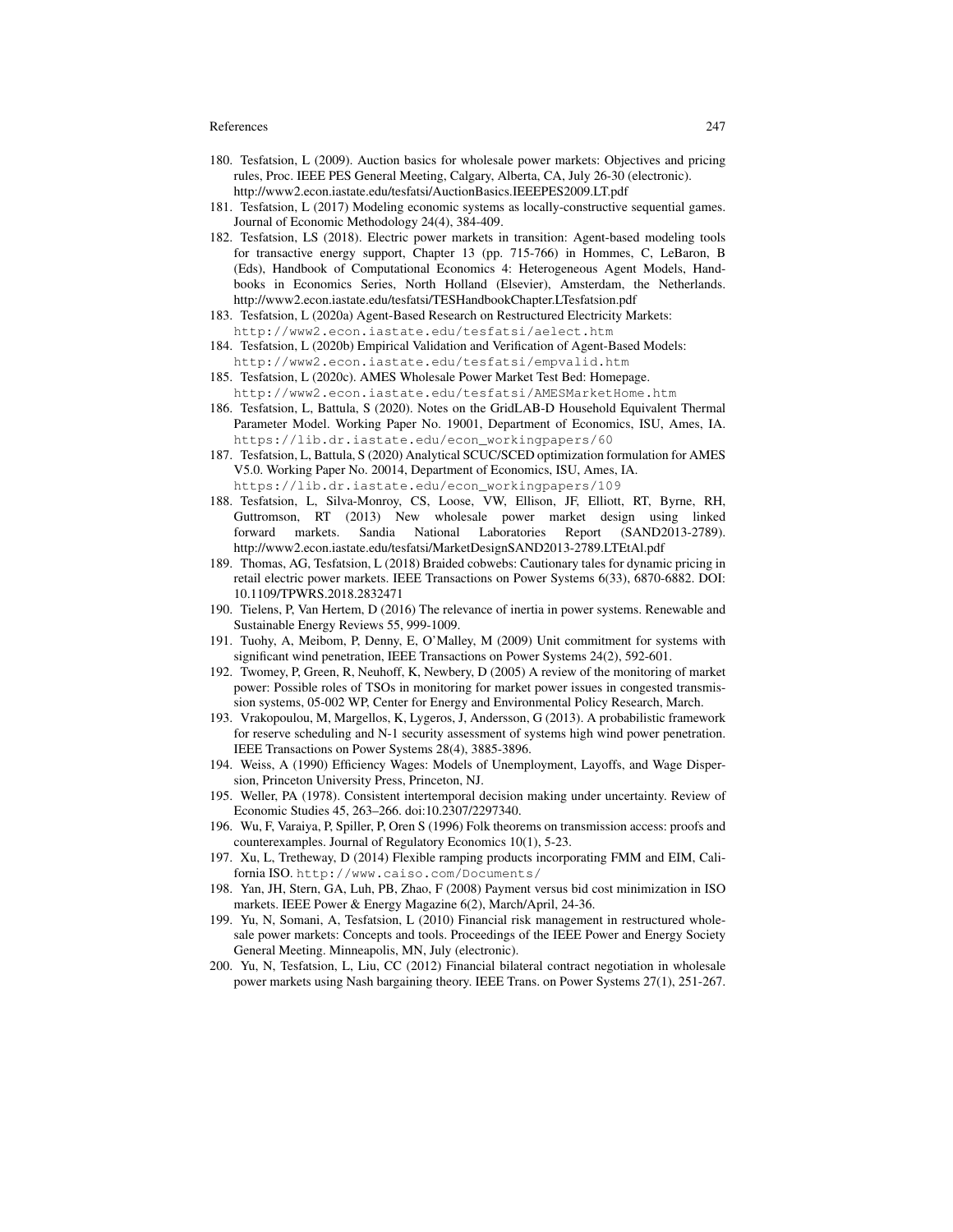180. Tesfatsion, L (2009). Auction basics for wholesale power markets: Objectives and pricing rules, Proc. IEEE PES General Meeting, Calgary, Alberta, CA, July 26-30 (electronic). http://www2.econ.iastate.edu/tesfatsi/AuctionBasics.IEEEPES2009.LT.pdf
181. Tesfatsion, L (2017) Modeling economic systems as locally-constructive sequential games. Journal of Economic Methodology 24(4), 384-409.
182. Tesfatsion, LS (2018). Electric power markets in transition: Agent-based modeling tools for transactive energy support, Chapter 13 (pp. 715-766) in Hommes, C, LeBaron, B (Eds), Handbook of Computational Economics 4: Heterogeneous Agent Models, Handbooks in Economics Series, North Holland (Elsevier), Amsterdam, the Netherlands. http://www2.econ.iastate.edu/tesfatsi/TESHandbookChapter.LTesfatsion.pdf
183. Tesfatsion, L (2020a) Agent-Based Research on Restructured Electricity Markets: `http://www2.econ.iastate.edu/tesfatsi/aelect.htm`
184. Tesfatsion, L (2020b) Empirical Validation and Verification of Agent-Based Models: `http://www2.econ.iastate.edu/tesfatsi/empvalid.htm`
185. Tesfatsion, L (2020c). AMES Wholesale Power Market Test Bed: Homepage. `http://www2.econ.iastate.edu/tesfatsi/AMESMarketHome.htm`
186. Tesfatsion, L, Battula, S (2020). Notes on the GridLAB-D Household Equivalent Thermal Parameter Model. Working Paper No. 19001, Department of Economics, ISU, Ames, IA. `https://lib.dr.iastate.edu/econ_workingpapers/60`
187. Tesfatsion, L, Battula, S (2020) Analytical SCUC/SCED optimization formulation for AMES V5.0. Working Paper No. 20014, Department of Economics, ISU, Ames, IA. `https://lib.dr.iastate.edu/econ_workingpapers/109`
188. Tesfatsion, L, Silva-Monroy, CS, Loose, VW, Ellison, JF, Elliott, RT, Byrne, RH, Guttromson, RT (2013) New wholesale power market design using linked forward markets. Sandia National Laboratories Report (SAND2013-2789). http://www2.econ.iastate.edu/tesfatsi/MarketDesignSAND2013-2789.LTEtAl.pdf
189. Thomas, AG, Tesfatsion, L (2018) Braided cobwebs: Cautionary tales for dynamic pricing in retail electric power markets. IEEE Transactions on Power Systems 6(33), 6870-6882. DOI: 10.1109/TPWRS.2018.2832471
190. Tielens, P, Van Hertem, D (2016) The relevance of inertia in power systems. Renewable and Sustainable Energy Reviews 55, 999-1009.
191. Tuohy, A, Meibom, P, Denny, E, O'Malley, M (2009) Unit commitment for systems with significant wind penetration, IEEE Transactions on Power Systems 24(2), 592-601.
192. Twomey, P, Green, R, Neuhoff, K, Newbery, D (2005) A review of the monitoring of market power: Possible roles of TSOs in monitoring for market power issues in congested transmission systems, 05-002 WP, Center for Energy and Environmental Policy Research, March.
193. Vrakopoulou, M, Margellos, K, Lygeros, J, Andersson, G (2013). A probabilistic framework for reserve scheduling and N-1 security assessment of systems high wind power penetration. IEEE Transactions on Power Systems 28(4), 3885-3896.
194. Weiss, A (1990) Efficiency Wages: Models of Unemployment, Layoffs, and Wage Dispersion, Princeton University Press, Princeton, NJ.
195. Weller, PA (1978). Consistent intertemporal decision making under uncertainty. Review of Economic Studies 45, 263–266. doi:10.2307/2297340.
196. Wu, F, Varaiya, P, Spiller, P, Oren S (1996) Folk theorems on transmission access: proofs and counterexamples. Journal of Regulatory Economics 10(1), 5-23.
197. Xu, L, Tretheway, D (2014) Flexible ramping products incorporating FMM and EIM, California ISO. `http://www.caiso.com/Documents/`
198. Yan, JH, Stern, GA, Luh, PB, Zhao, F (2008) Payment versus bid cost minimization in ISO markets. IEEE Power & Energy Magazine 6(2), March/April, 24-36.
199. Yu, N, Somani, A, Tesfatsion, L (2010) Financial risk management in restructured wholesale power markets: Concepts and tools. Proceedings of the IEEE Power and Energy Society General Meeting. Minneapolis, MN, July (electronic).
200. Yu, N, Tesfatsion, L, Liu, CC (2012) Financial bilateral contract negotiation in wholesale power markets using Nash bargaining theory. IEEE Trans. on Power Systems 27(1), 251-267.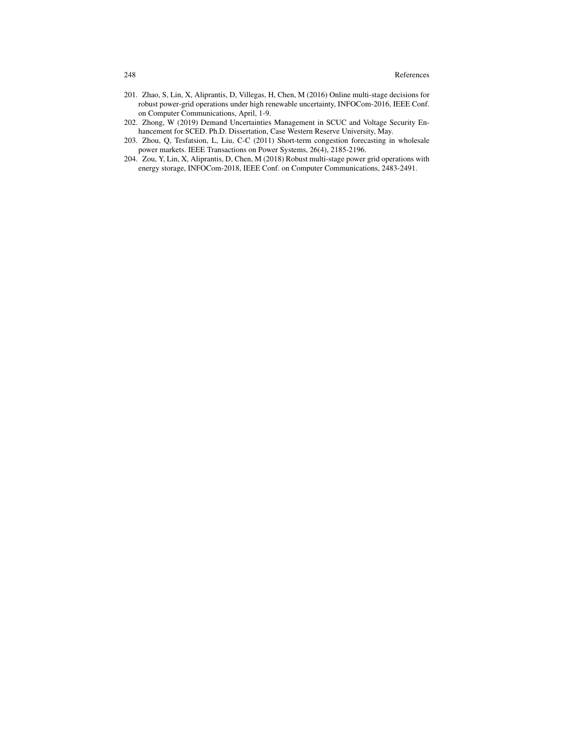201. Zhao, S, Lin, X, Aliprantis, D, Villegas, H, Chen, M (2016) Online multi-stage decisions for robust power-grid operations under high renewable uncertainty, INFOCom-2016, IEEE Conf. on Computer Communications, April, 1-9.
202. Zhong, W (2019) Demand Uncertainties Management in SCUC and Voltage Security Enhancement for SCED. Ph.D. Dissertation, Case Western Reserve University, May.
203. Zhou, Q, Tesfatsion, L, Liu, C-C (2011) Short-term congestion forecasting in wholesale power markets. IEEE Transactions on Power Systems, 26(4), 2185-2196.
204. Zou, Y, Lin, X, Aliprantis, D, Chen, M (2018) Robust multi-stage power grid operations with energy storage, INFOCom-2018, IEEE Conf. on Computer Communications, 2483-2491.